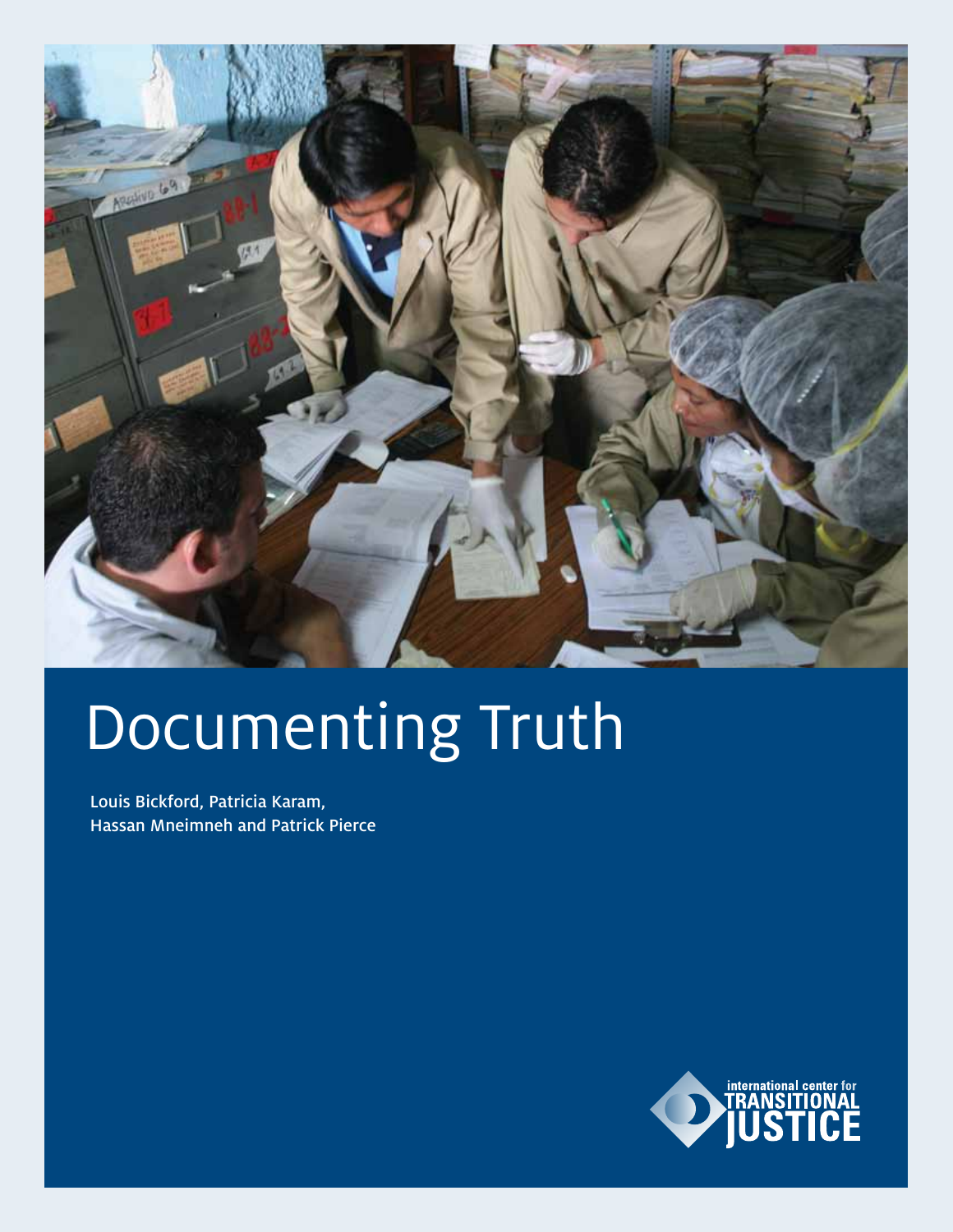# Documenting Truth

Louis Bickford, Patricia Karam,
Hassan Mneimneh and Patrick Pierce

international center for
TRANSITIONAL
JUSTICE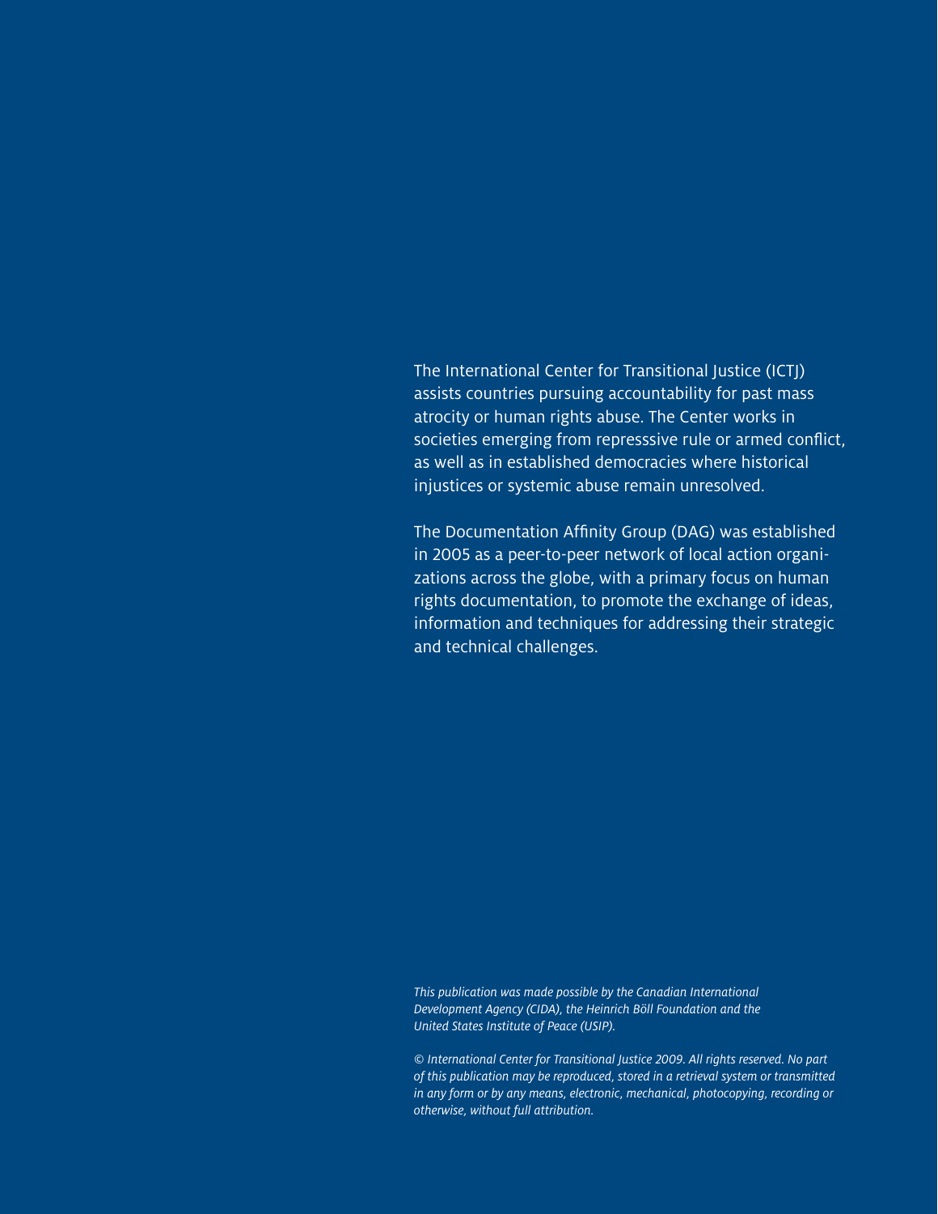The International Center for Transitional Justice (ICTJ) assists countries pursuing accountability for past mass atrocity or human rights abuse. The Center works in societies emerging from represssive rule or armed conflict, as well as in established democracies where historical injustices or systemic abuse remain unresolved.

The Documentation Affinity Group (DAG) was established in 2005 as a peer-to-peer network of local action organizations across the globe, with a primary focus on human rights documentation, to promote the exchange of ideas, information and techniques for addressing their strategic and technical challenges.

*This publication was made possible by the Canadian International Development Agency (CIDA), the Heinrich Böll Foundation and the United States Institute of Peace (USIP).*

*© International Center for Transitional Justice 2009. All rights reserved. No part of this publication may be reproduced, stored in a retrieval system or transmitted in any form or by any means, electronic, mechanical, photocopying, recording or otherwise, without full attribution.*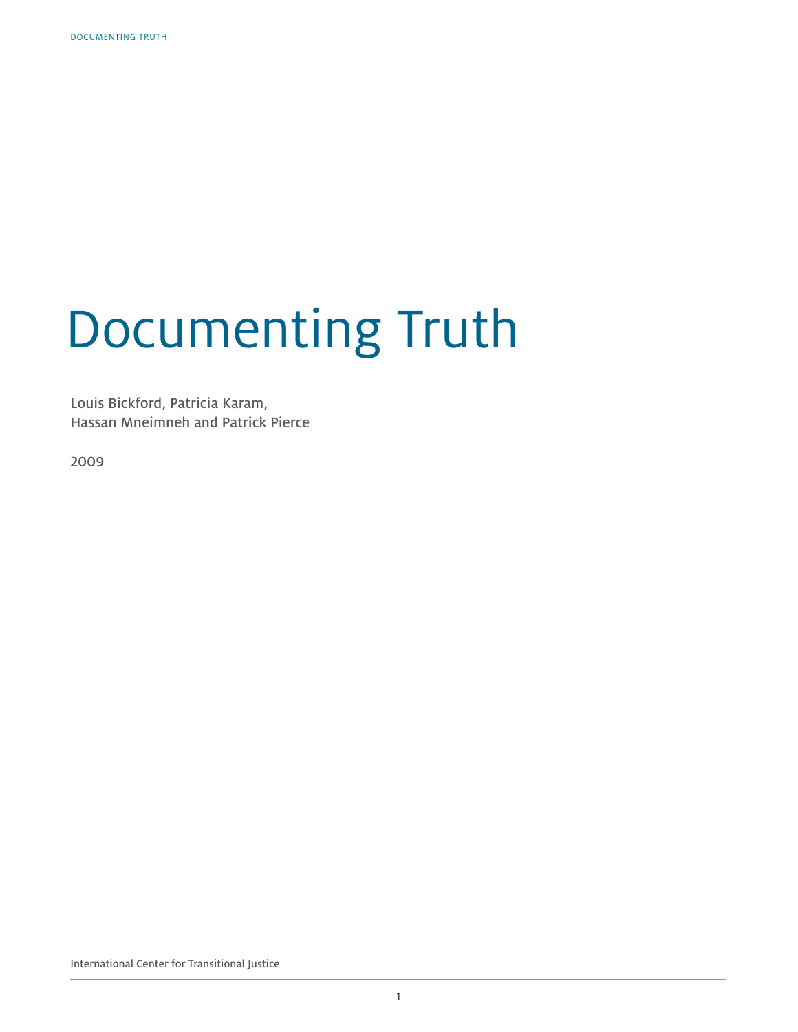# Documenting Truth

Louis Bickford, Patricia Karam,
Hassan Mneimneh and Patrick Pierce

2009

International Center for Transitional Justice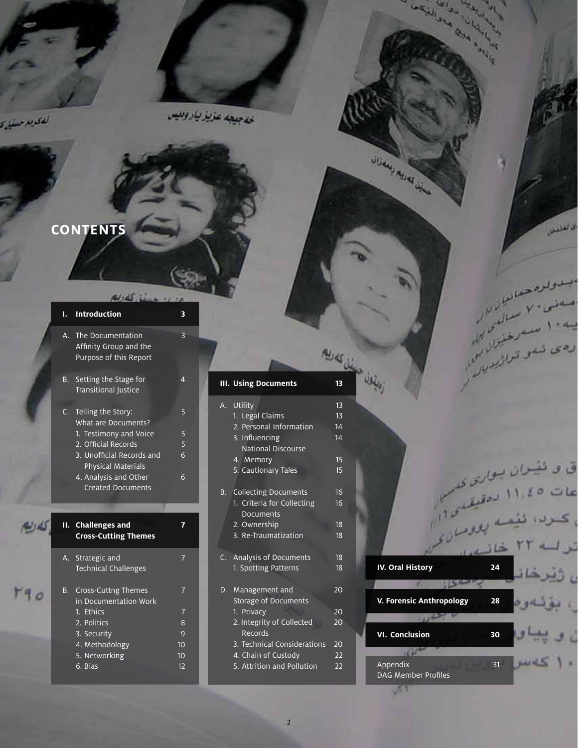# CONTENTS

| | | |
|---|---|---|
| **I.** | **Introduction** | **3** |
| A. | The Documentation Affinity Group and the Purpose of this Report | 3 |
| B. | Setting the Stage for Transitional Justice | 4 |
| C. | Telling the Story: What are Documents? | 5 |
| | 1. Testimony and Voice | 5 |
| | 2. Official Records | 5 |
| | 3. Unofficial Records and Physical Materials | 6 |
| | 4. Analysis and Other Created Documents | 6 |
| **II.** | **Challenges and Cross-Cutting Themes** | **7** |
| A. | Strategic and Technical Challenges | 7 |
| B. | Cross-Cuttng Themes in Documentation Work | 7 |
| | 1. Ethics | 7 |
| | 2. Politics | 8 |
| | 3. Security | 9 |
| | 4. Methodology | 10 |
| | 5. Networking | 10 |
| | 6. Bias | 12 |
| **III.** | **Using Documents** | **13** |
| A. | Utility | 13 |
| | 1. Legal Claims | 13 |
| | 2. Personal Information | 14 |
| | 3. Influencing National Discourse | 14 |
| | 4. Memory | 15 |
| | 5. Cautionary Tales | 15 |
| B. | Collecting Documents | 16 |
| | 1. Criteria for Collecting Documents | 16 |
| | 2. Ownership | 18 |
| | 3. Re-Traumatization | 18 |
| C. | Analysis of Documents | 18 |
| | 1. Spotting Patterns | 18 |
| D. | Management and Storage of Documents | 20 |
| | 1. Privacy | 20 |
| | 2. Integrity of Collected Records | 20 |
| | 3. Technical Considerations | 20 |
| | 4. Chain of Custody | 22 |
| | 5. Attrition and Pollution | 22 |
| **IV.** | **Oral History** | **24** |
| **V.** | **Forensic Anthropology** | **28** |
| **VI.** | **Conclusion** | **30** |
| | Appendix DAG Member Profiles | 31 |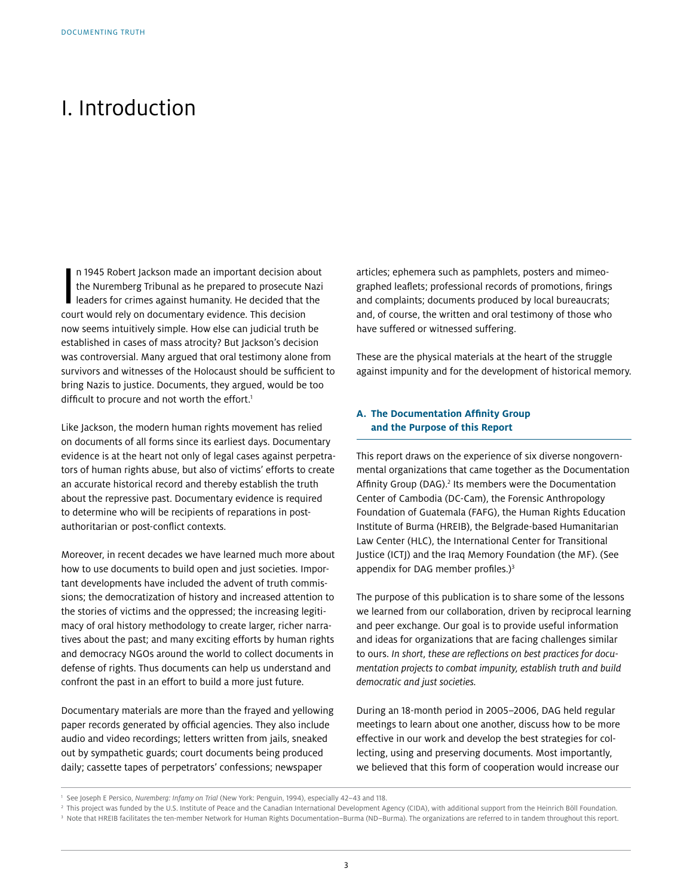# I. Introduction

In 1945 Robert Jackson made an important decision about the Nuremberg Tribunal as he prepared to prosecute Nazi leaders for crimes against humanity. He decided that the court would rely on documentary evidence. This decision now seems intuitively simple. How else can judicial truth be established in cases of mass atrocity? But Jackson's decision was controversial. Many argued that oral testimony alone from survivors and witnesses of the Holocaust should be sufficient to bring Nazis to justice. Documents, they argued, would be too difficult to procure and not worth the effort.[1]

Like Jackson, the modern human rights movement has relied on documents of all forms since its earliest days. Documentary evidence is at the heart not only of legal cases against perpetrators of human rights abuse, but also of victims' efforts to create an accurate historical record and thereby establish the truth about the repressive past. Documentary evidence is required to determine who will be recipients of reparations in post-authoritarian or post-conflict contexts.

Moreover, in recent decades we have learned much more about how to use documents to build open and just societies. Important developments have included the advent of truth commissions; the democratization of history and increased attention to the stories of victims and the oppressed; the increasing legitimacy of oral history methodology to create larger, richer narratives about the past; and many exciting efforts by human rights and democracy NGOs around the world to collect documents in defense of rights. Thus documents can help us understand and confront the past in an effort to build a more just future.

Documentary materials are more than the frayed and yellowing paper records generated by official agencies. They also include audio and video recordings; letters written from jails, sneaked out by sympathetic guards; court documents being produced daily; cassette tapes of perpetrators' confessions; newspaper articles; ephemera such as pamphlets, posters and mimeographed leaflets; professional records of promotions, firings and complaints; documents produced by local bureaucrats; and, of course, the written and oral testimony of those who have suffered or witnessed suffering.

These are the physical materials at the heart of the struggle against impunity and for the development of historical memory.

## A. The Documentation Affinity Group and the Purpose of this Report

This report draws on the experience of six diverse nongovernmental organizations that came together as the Documentation Affinity Group (DAG).[2] Its members were the Documentation Center of Cambodia (DC-Cam), the Forensic Anthropology Foundation of Guatemala (FAFG), the Human Rights Education Institute of Burma (HREIB), the Belgrade-based Humanitarian Law Center (HLC), the International Center for Transitional Justice (ICTJ) and the Iraq Memory Foundation (the MF). (See appendix for DAG member profiles.)[3]

The purpose of this publication is to share some of the lessons we learned from our collaboration, driven by reciprocal learning and peer exchange. Our goal is to provide useful information and ideas for organizations that are facing challenges similar to ours. *In short, these are reflections on best practices for documentation projects to combat impunity, establish truth and build democratic and just societies.*

During an 18-month period in 2005–2006, DAG held regular meetings to learn about one another, discuss how to be more effective in our work and develop the best strategies for collecting, using and preserving documents. Most importantly, we believed that this form of cooperation would increase our

---

[1] See Joseph E Persico, *Nuremberg: Infamy on Trial* (New York: Penguin, 1994), especially 42–43 and 118.

[2] This project was funded by the U.S. Institute of Peace and the Canadian International Development Agency (CIDA), with additional support from the Heinrich Böll Foundation.

[3] Note that HREIB facilitates the ten-member Network for Human Rights Documentation–Burma (ND–Burma). The organizations are referred to in tandem throughout this report.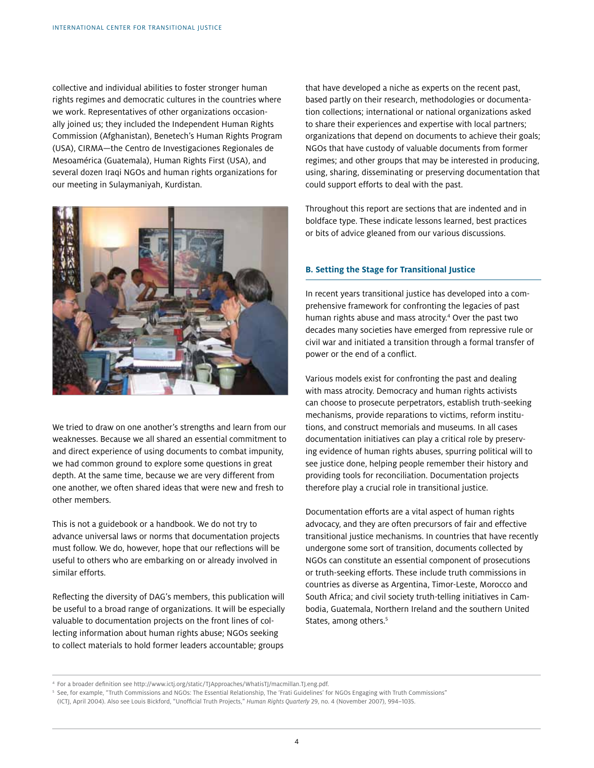collective and individual abilities to foster stronger human rights regimes and democratic cultures in the countries where we work. Representatives of other organizations occasionally joined us; they included the Independent Human Rights Commission (Afghanistan), Benetech's Human Rights Program (USA), CIRMA—the Centro de Investigaciones Regionales de Mesoamérica (Guatemala), Human Rights First (USA), and several dozen Iraqi NGOs and human rights organizations for our meeting in Sulaymaniyah, Kurdistan.

We tried to draw on one another's strengths and learn from our weaknesses. Because we all shared an essential commitment to and direct experience of using documents to combat impunity, we had common ground to explore some questions in great depth. At the same time, because we are very different from one another, we often shared ideas that were new and fresh to other members.

This is not a guidebook or a handbook. We do not try to advance universal laws or norms that documentation projects must follow. We do, however, hope that our reflections will be useful to others who are embarking on or already involved in similar efforts.

Reflecting the diversity of DAG's members, this publication will be useful to a broad range of organizations. It will be especially valuable to documentation projects on the front lines of collecting information about human rights abuse; NGOs seeking to collect materials to hold former leaders accountable; groups that have developed a niche as experts on the recent past, based partly on their research, methodologies or documentation collections; international or national organizations asked to share their experiences and expertise with local partners; organizations that depend on documents to achieve their goals; NGOs that have custody of valuable documents from former regimes; and other groups that may be interested in producing, using, sharing, disseminating or preserving documentation that could support efforts to deal with the past.

Throughout this report are sections that are indented and in boldface type. These indicate lessons learned, best practices or bits of advice gleaned from our various discussions.

### B. Setting the Stage for Transitional Justice

In recent years transitional justice has developed into a comprehensive framework for confronting the legacies of past human rights abuse and mass atrocity.[4] Over the past two decades many societies have emerged from repressive rule or civil war and initiated a transition through a formal transfer of power or the end of a conflict.

Various models exist for confronting the past and dealing with mass atrocity. Democracy and human rights activists can choose to prosecute perpetrators, establish truth-seeking mechanisms, provide reparations to victims, reform institutions, and construct memorials and museums. In all cases documentation initiatives can play a critical role by preserving evidence of human rights abuses, spurring political will to see justice done, helping people remember their history and providing tools for reconciliation. Documentation projects therefore play a crucial role in transitional justice.

Documentation efforts are a vital aspect of human rights advocacy, and they are often precursors of fair and effective transitional justice mechanisms. In countries that have recently undergone some sort of transition, documents collected by NGOs can constitute an essential component of prosecutions or truth-seeking efforts. These include truth commissions in countries as diverse as Argentina, Timor-Leste, Morocco and South Africa; and civil society truth-telling initiatives in Cambodia, Guatemala, Northern Ireland and the southern United States, among others.[5]

---

[4] For a broader definition see http://www.ictj.org/static/TJApproaches/WhatisTJ/macmillan.TJ.eng.pdf.

[5] See, for example, "Truth Commissions and NGOs: The Essential Relationship, The 'Frati Guidelines' for NGOs Engaging with Truth Commissions" (ICTJ, April 2004). Also see Louis Bickford, "Unofficial Truth Projects," *Human Rights Quarterly* 29, no. 4 (November 2007), 994–1035.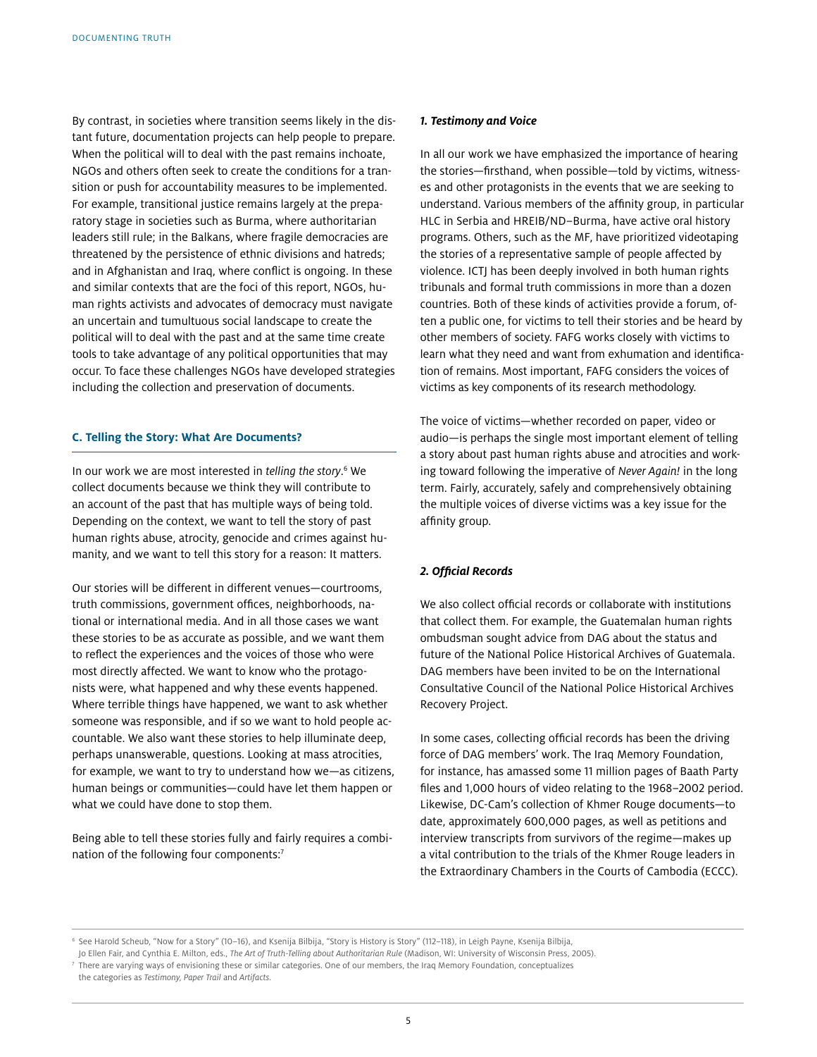By contrast, in societies where transition seems likely in the distant future, documentation projects can help people to prepare. When the political will to deal with the past remains inchoate, NGOs and others often seek to create the conditions for a transition or push for accountability measures to be implemented. For example, transitional justice remains largely at the preparatory stage in societies such as Burma, where authoritarian leaders still rule; in the Balkans, where fragile democracies are threatened by the persistence of ethnic divisions and hatreds; and in Afghanistan and Iraq, where conflict is ongoing. In these and similar contexts that are the foci of this report, NGOs, human rights activists and advocates of democracy must navigate an uncertain and tumultuous social landscape to create the political will to deal with the past and at the same time create tools to take advantage of any political opportunities that may occur. To face these challenges NGOs have developed strategies including the collection and preservation of documents.

### C. Telling the Story: What Are Documents?

In our work we are most interested in *telling the story*.[6] We collect documents because we think they will contribute to an account of the past that has multiple ways of being told. Depending on the context, we want to tell the story of past human rights abuse, atrocity, genocide and crimes against humanity, and we want to tell this story for a reason: It matters.

Our stories will be different in different venues—courtrooms, truth commissions, government offices, neighborhoods, national or international media. And in all those cases we want these stories to be as accurate as possible, and we want them to reflect the experiences and the voices of those who were most directly affected. We want to know who the protagonists were, what happened and why these events happened. Where terrible things have happened, we want to ask whether someone was responsible, and if so we want to hold people accountable. We also want these stories to help illuminate deep, perhaps unanswerable, questions. Looking at mass atrocities, for example, we want to try to understand how we—as citizens, human beings or communities—could have let them happen or what we could have done to stop them.

Being able to tell these stories fully and fairly requires a combination of the following four components:[7]

#### *1. Testimony and Voice*

In all our work we have emphasized the importance of hearing the stories—firsthand, when possible—told by victims, witnesses and other protagonists in the events that we are seeking to understand. Various members of the affinity group, in particular HLC in Serbia and HREIB/ND–Burma, have active oral history programs. Others, such as the MF, have prioritized videotaping the stories of a representative sample of people affected by violence. ICTJ has been deeply involved in both human rights tribunals and formal truth commissions in more than a dozen countries. Both of these kinds of activities provide a forum, often a public one, for victims to tell their stories and be heard by other members of society. FAFG works closely with victims to learn what they need and want from exhumation and identification of remains. Most important, FAFG considers the voices of victims as key components of its research methodology.

The voice of victims—whether recorded on paper, video or audio—is perhaps the single most important element of telling a story about past human rights abuse and atrocities and working toward following the imperative of *Never Again!* in the long term. Fairly, accurately, safely and comprehensively obtaining the multiple voices of diverse victims was a key issue for the affinity group.

#### *2. Official Records*

We also collect official records or collaborate with institutions that collect them. For example, the Guatemalan human rights ombudsman sought advice from DAG about the status and future of the National Police Historical Archives of Guatemala. DAG members have been invited to be on the International Consultative Council of the National Police Historical Archives Recovery Project.

In some cases, collecting official records has been the driving force of DAG members' work. The Iraq Memory Foundation, for instance, has amassed some 11 million pages of Baath Party files and 1,000 hours of video relating to the 1968–2002 period. Likewise, DC-Cam's collection of Khmer Rouge documents—to date, approximately 600,000 pages, as well as petitions and interview transcripts from survivors of the regime—makes up a vital contribution to the trials of the Khmer Rouge leaders in the Extraordinary Chambers in the Courts of Cambodia (ECCC).

---

[6] See Harold Scheub, "Now for a Story" (10–16), and Ksenija Bilbija, "Story is History is Story" (112–118), in Leigh Payne, Ksenija Bilbija, Jo Ellen Fair, and Cynthia E. Milton, eds., *The Art of Truth-Telling about Authoritarian Rule* (Madison, WI: University of Wisconsin Press, 2005).

[7] There are varying ways of envisioning these or similar categories. One of our members, the Iraq Memory Foundation, conceptualizes the categories as *Testimony, Paper Trail* and *Artifacts*.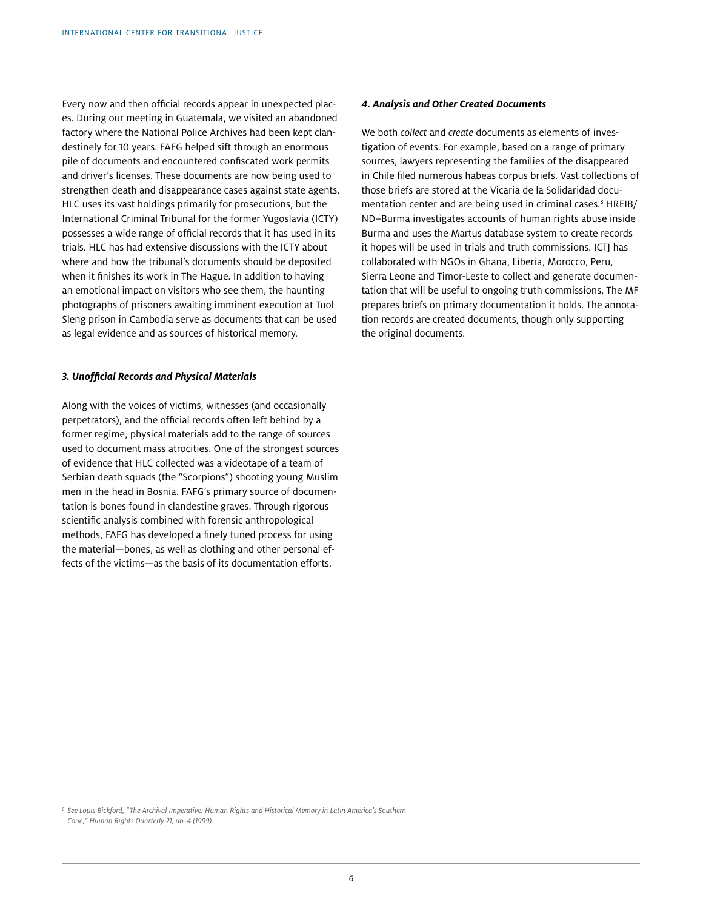Every now and then official records appear in unexpected places. During our meeting in Guatemala, we visited an abandoned factory where the National Police Archives had been kept clandestinely for 10 years. FAFG helped sift through an enormous pile of documents and encountered confiscated work permits and driver's licenses. These documents are now being used to strengthen death and disappearance cases against state agents. HLC uses its vast holdings primarily for prosecutions, but the International Criminal Tribunal for the former Yugoslavia (ICTY) possesses a wide range of official records that it has used in its trials. HLC has had extensive discussions with the ICTY about where and how the tribunal's documents should be deposited when it finishes its work in The Hague. In addition to having an emotional impact on visitors who see them, the haunting photographs of prisoners awaiting imminent execution at Tuol Sleng prison in Cambodia serve as documents that can be used as legal evidence and as sources of historical memory.

### *3. Unofficial Records and Physical Materials*

Along with the voices of victims, witnesses (and occasionally perpetrators), and the official records often left behind by a former regime, physical materials add to the range of sources used to document mass atrocities. One of the strongest sources of evidence that HLC collected was a videotape of a team of Serbian death squads (the "Scorpions") shooting young Muslim men in the head in Bosnia. FAFG's primary source of documentation is bones found in clandestine graves. Through rigorous scientific analysis combined with forensic anthropological methods, FAFG has developed a finely tuned process for using the material—bones, as well as clothing and other personal effects of the victims—as the basis of its documentation efforts.

### *4. Analysis and Other Created Documents*

We both *collect* and *create* documents as elements of investigation of events. For example, based on a range of primary sources, lawyers representing the families of the disappeared in Chile filed numerous habeas corpus briefs. Vast collections of those briefs are stored at the Vicaria de la Solidaridad documentation center and are being used in criminal cases.[8] HREIB/ND–Burma investigates accounts of human rights abuse inside Burma and uses the Martus database system to create records it hopes will be used in trials and truth commissions. ICTJ has collaborated with NGOs in Ghana, Liberia, Morocco, Peru, Sierra Leone and Timor-Leste to collect and generate documentation that will be useful to ongoing truth commissions. The MF prepares briefs on primary documentation it holds. The annotation records are created documents, though only supporting the original documents.

---

[8] *See Louis Bickford, "The Archival Imperative: Human Rights and Historical Memory in Latin America's Southern Cone," Human Rights Quarterly 21, no. 4 (1999).*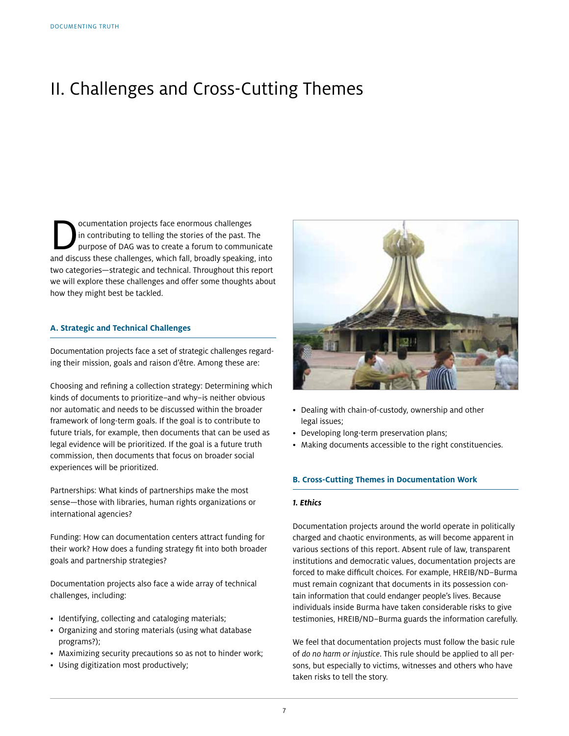# II. Challenges and Cross-Cutting Themes

Documentation projects face enormous challenges in contributing to telling the stories of the past. The purpose of DAG was to create a forum to communicate and discuss these challenges, which fall, broadly speaking, into two categories—strategic and technical. Throughout this report we will explore these challenges and offer some thoughts about how they might best be tackled.

### A. Strategic and Technical Challenges

Documentation projects face a set of strategic challenges regarding their mission, goals and raison d'être. Among these are:

Choosing and refining a collection strategy: Determining which kinds of documents to prioritize–and why–is neither obvious nor automatic and needs to be discussed within the broader framework of long-term goals. If the goal is to contribute to future trials, for example, then documents that can be used as legal evidence will be prioritized. If the goal is a future truth commission, then documents that focus on broader social experiences will be prioritized.

Partnerships: What kinds of partnerships make the most sense—those with libraries, human rights organizations or international agencies?

Funding: How can documentation centers attract funding for their work? How does a funding strategy fit into both broader goals and partnership strategies?

Documentation projects also face a wide array of technical challenges, including:

- Identifying, collecting and cataloging materials;
- Organizing and storing materials (using what database programs?);
- Maximizing security precautions so as not to hinder work;
- Using digitization most productively;
- Dealing with chain-of-custody, ownership and other legal issues;
- Developing long-term preservation plans;
- Making documents accessible to the right constituencies.

### B. Cross-Cutting Themes in Documentation Work

#### *1. Ethics*

Documentation projects around the world operate in politically charged and chaotic environments, as will become apparent in various sections of this report. Absent rule of law, transparent institutions and democratic values, documentation projects are forced to make difficult choices. For example, HREIB/ND–Burma must remain cognizant that documents in its possession contain information that could endanger people's lives. Because individuals inside Burma have taken considerable risks to give testimonies, HREIB/ND–Burma guards the information carefully.

We feel that documentation projects must follow the basic rule of *do no harm or injustice*. This rule should be applied to all persons, but especially to victims, witnesses and others who have taken risks to tell the story.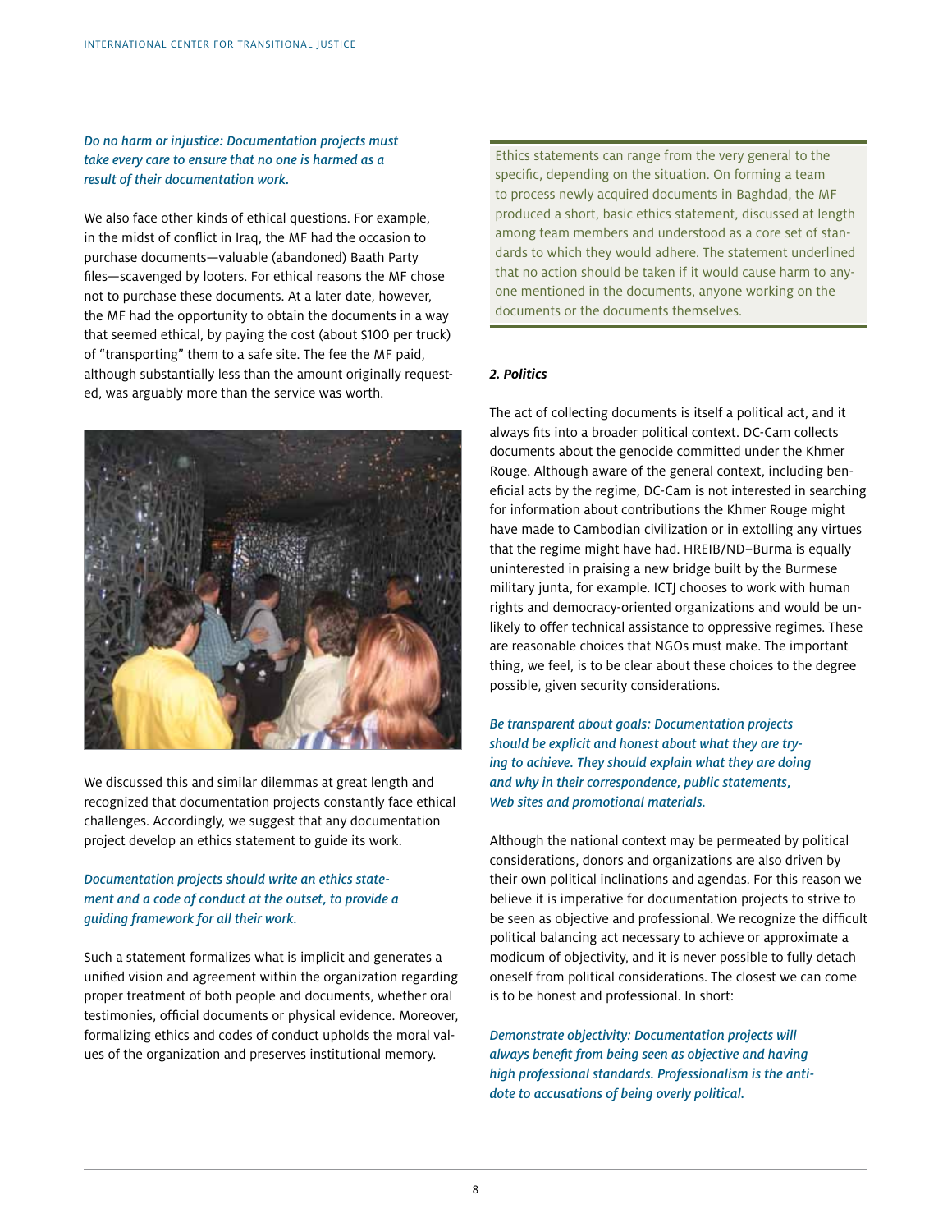*Do no harm or injustice: Documentation projects must take every care to ensure that no one is harmed as a result of their documentation work.*

We also face other kinds of ethical questions. For example, in the midst of conflict in Iraq, the MF had the occasion to purchase documents—valuable (abandoned) Baath Party files—scavenged by looters. For ethical reasons the MF chose not to purchase these documents. At a later date, however, the MF had the opportunity to obtain the documents in a way that seemed ethical, by paying the cost (about $100 per truck) of "transporting" them to a safe site. The fee the MF paid, although substantially less than the amount originally requested, was arguably more than the service was worth.

We discussed this and similar dilemmas at great length and recognized that documentation projects constantly face ethical challenges. Accordingly, we suggest that any documentation project develop an ethics statement to guide its work.

*Documentation projects should write an ethics statement and a code of conduct at the outset, to provide a guiding framework for all their work.*

Such a statement formalizes what is implicit and generates a unified vision and agreement within the organization regarding proper treatment of both people and documents, whether oral testimonies, official documents or physical evidence. Moreover, formalizing ethics and codes of conduct upholds the moral values of the organization and preserves institutional memory.

> Ethics statements can range from the very general to the specific, depending on the situation. On forming a team to process newly acquired documents in Baghdad, the MF produced a short, basic ethics statement, discussed at length among team members and understood as a core set of standards to which they would adhere. The statement underlined that no action should be taken if it would cause harm to anyone mentioned in the documents, anyone working on the documents or the documents themselves.

***2. Politics***

The act of collecting documents is itself a political act, and it always fits into a broader political context. DC-Cam collects documents about the genocide committed under the Khmer Rouge. Although aware of the general context, including beneficial acts by the regime, DC-Cam is not interested in searching for information about contributions the Khmer Rouge might have made to Cambodian civilization or in extolling any virtues that the regime might have had. HREIB/ND–Burma is equally uninterested in praising a new bridge built by the Burmese military junta, for example. ICTJ chooses to work with human rights and democracy-oriented organizations and would be unlikely to offer technical assistance to oppressive regimes. These are reasonable choices that NGOs must make. The important thing, we feel, is to be clear about these choices to the degree possible, given security considerations.

*Be transparent about goals: Documentation projects should be explicit and honest about what they are trying to achieve. They should explain what they are doing and why in their correspondence, public statements, Web sites and promotional materials.*

Although the national context may be permeated by political considerations, donors and organizations are also driven by their own political inclinations and agendas. For this reason we believe it is imperative for documentation projects to strive to be seen as objective and professional. We recognize the difficult political balancing act necessary to achieve or approximate a modicum of objectivity, and it is never possible to fully detach oneself from political considerations. The closest we can come is to be honest and professional. In short:

*Demonstrate objectivity: Documentation projects will always benefit from being seen as objective and having high professional standards. Professionalism is the antidote to accusations of being overly political.*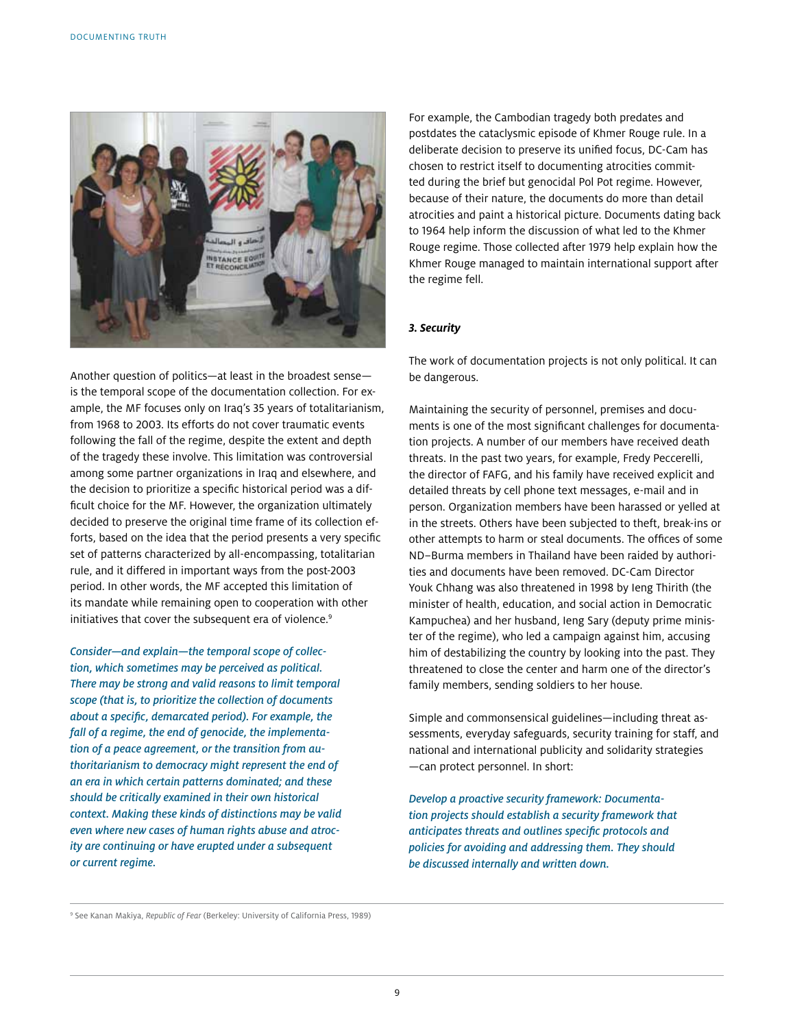Another question of politics—at least in the broadest sense—is the temporal scope of the documentation collection. For example, the MF focuses only on Iraq's 35 years of totalitarianism, from 1968 to 2003. Its efforts do not cover traumatic events following the fall of the regime, despite the extent and depth of the tragedy these involve. This limitation was controversial among some partner organizations in Iraq and elsewhere, and the decision to prioritize a specific historical period was a difficult choice for the MF. However, the organization ultimately decided to preserve the original time frame of its collection efforts, based on the idea that the period presents a very specific set of patterns characterized by all-encompassing, totalitarian rule, and it differed in important ways from the post-2003 period. In other words, the MF accepted this limitation of its mandate while remaining open to cooperation with other initiatives that cover the subsequent era of violence.[9]

*Consider—and explain—the temporal scope of collection, which sometimes may be perceived as political. There may be strong and valid reasons to limit temporal scope (that is, to prioritize the collection of documents about a specific, demarcated period). For example, the fall of a regime, the end of genocide, the implementation of a peace agreement, or the transition from authoritarianism to democracy might represent the end of an era in which certain patterns dominated; and these should be critically examined in their own historical context. Making these kinds of distinctions may be valid even where new cases of human rights abuse and atrocity are continuing or have erupted under a subsequent or current regime.*

For example, the Cambodian tragedy both predates and postdates the cataclysmic episode of Khmer Rouge rule. In a deliberate decision to preserve its unified focus, DC-Cam has chosen to restrict itself to documenting atrocities committed during the brief but genocidal Pol Pot regime. However, because of their nature, the documents do more than detail atrocities and paint a historical picture. Documents dating back to 1964 help inform the discussion of what led to the Khmer Rouge regime. Those collected after 1979 help explain how the Khmer Rouge managed to maintain international support after the regime fell.

### *3. Security*

The work of documentation projects is not only political. It can be dangerous.

Maintaining the security of personnel, premises and documents is one of the most significant challenges for documentation projects. A number of our members have received death threats. In the past two years, for example, Fredy Peccerelli, the director of FAFG, and his family have received explicit and detailed threats by cell phone text messages, e-mail and in person. Organization members have been harassed or yelled at in the streets. Others have been subjected to theft, break-ins or other attempts to harm or steal documents. The offices of some ND–Burma members in Thailand have been raided by authorities and documents have been removed. DC-Cam Director Youk Chhang was also threatened in 1998 by Ieng Thirith (the minister of health, education, and social action in Democratic Kampuchea) and her husband, Ieng Sary (deputy prime minister of the regime), who led a campaign against him, accusing him of destabilizing the country by looking into the past. They threatened to close the center and harm one of the director's family members, sending soldiers to her house.

Simple and commonsensical guidelines—including threat assessments, everyday safeguards, security training for staff, and national and international publicity and solidarity strategies—can protect personnel. In short:

*Develop a proactive security framework: Documentation projects should establish a security framework that anticipates threats and outlines specific protocols and policies for avoiding and addressing them. They should be discussed internally and written down.*

---

[9] See Kanan Makiya, *Republic of Fear* (Berkeley: University of California Press, 1989)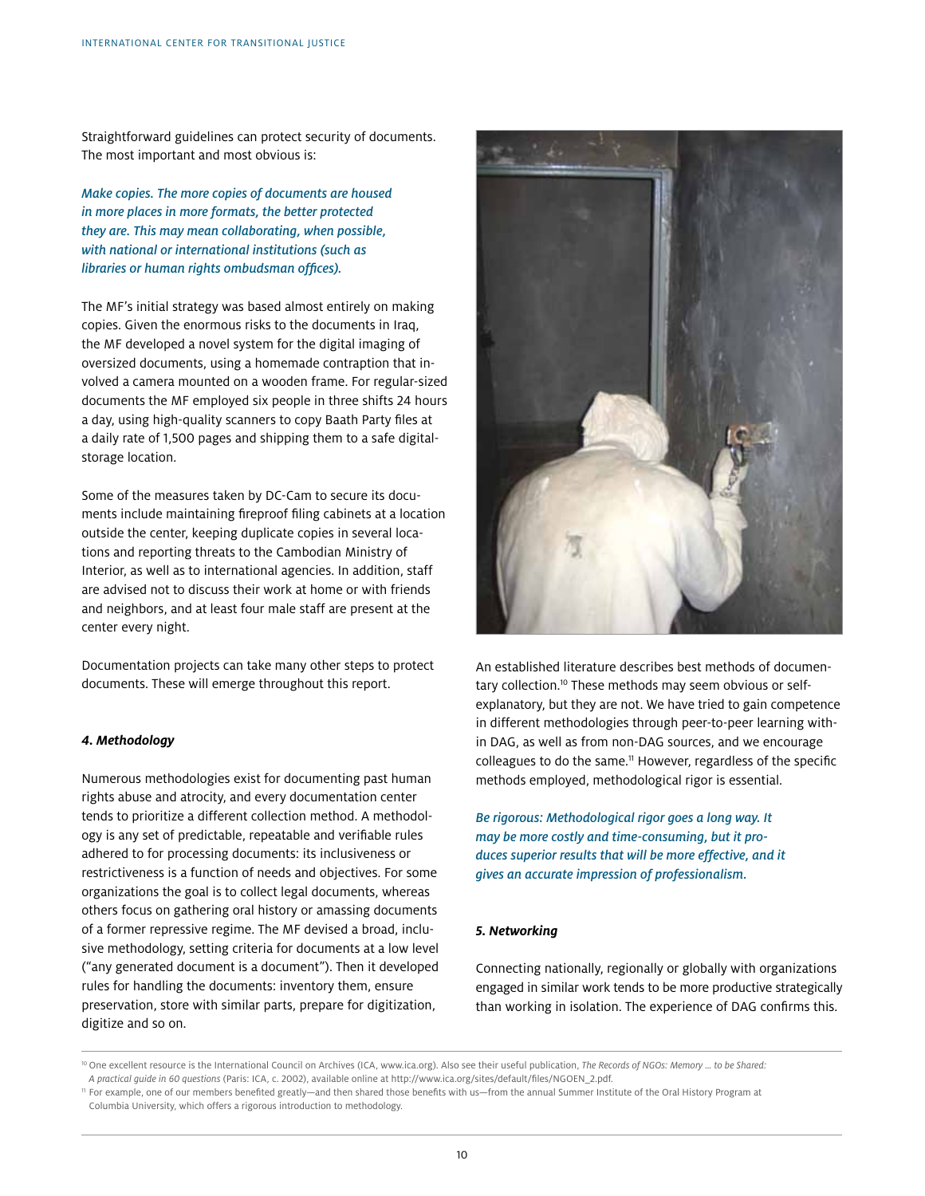Straightforward guidelines can protect security of documents. The most important and most obvious is:

*Make copies. The more copies of documents are housed in more places in more formats, the better protected they are. This may mean collaborating, when possible, with national or international institutions (such as libraries or human rights ombudsman offices).*

The MF's initial strategy was based almost entirely on making copies. Given the enormous risks to the documents in Iraq, the MF developed a novel system for the digital imaging of oversized documents, using a homemade contraption that involved a camera mounted on a wooden frame. For regular-sized documents the MF employed six people in three shifts 24 hours a day, using high-quality scanners to copy Baath Party files at a daily rate of 1,500 pages and shipping them to a safe digital-storage location.

Some of the measures taken by DC-Cam to secure its documents include maintaining fireproof filing cabinets at a location outside the center, keeping duplicate copies in several locations and reporting threats to the Cambodian Ministry of Interior, as well as to international agencies. In addition, staff are advised not to discuss their work at home or with friends and neighbors, and at least four male staff are present at the center every night.

Documentation projects can take many other steps to protect documents. These will emerge throughout this report.

#### *4. Methodology*

Numerous methodologies exist for documenting past human rights abuse and atrocity, and every documentation center tends to prioritize a different collection method. A methodology is any set of predictable, repeatable and verifiable rules adhered to for processing documents: its inclusiveness or restrictiveness is a function of needs and objectives. For some organizations the goal is to collect legal documents, whereas others focus on gathering oral history or amassing documents of a former repressive regime. The MF devised a broad, inclusive methodology, setting criteria for documents at a low level ("any generated document is a document"). Then it developed rules for handling the documents: inventory them, ensure preservation, store with similar parts, prepare for digitization, digitize and so on.

An established literature describes best methods of documentary collection.[10] These methods may seem obvious or self-explanatory, but they are not. We have tried to gain competence in different methodologies through peer-to-peer learning within DAG, as well as from non-DAG sources, and we encourage colleagues to do the same.[11] However, regardless of the specific methods employed, methodological rigor is essential.

*Be rigorous: Methodological rigor goes a long way. It may be more costly and time-consuming, but it produces superior results that will be more effective, and it gives an accurate impression of professionalism.*

#### *5. Networking*

Connecting nationally, regionally or globally with organizations engaged in similar work tends to be more productive strategically than working in isolation. The experience of DAG confirms this.

---

[10] One excellent resource is the International Council on Archives (ICA, www.ica.org). Also see their useful publication, *The Records of NGOs: Memory … to be Shared: A practical guide in 60 questions* (Paris: ICA, c. 2002), available online at http://www.ica.org/sites/default/files/NGOEN_2.pdf.

[11] For example, one of our members benefited greatly—and then shared those benefits with us—from the annual Summer Institute of the Oral History Program at Columbia University, which offers a rigorous introduction to methodology.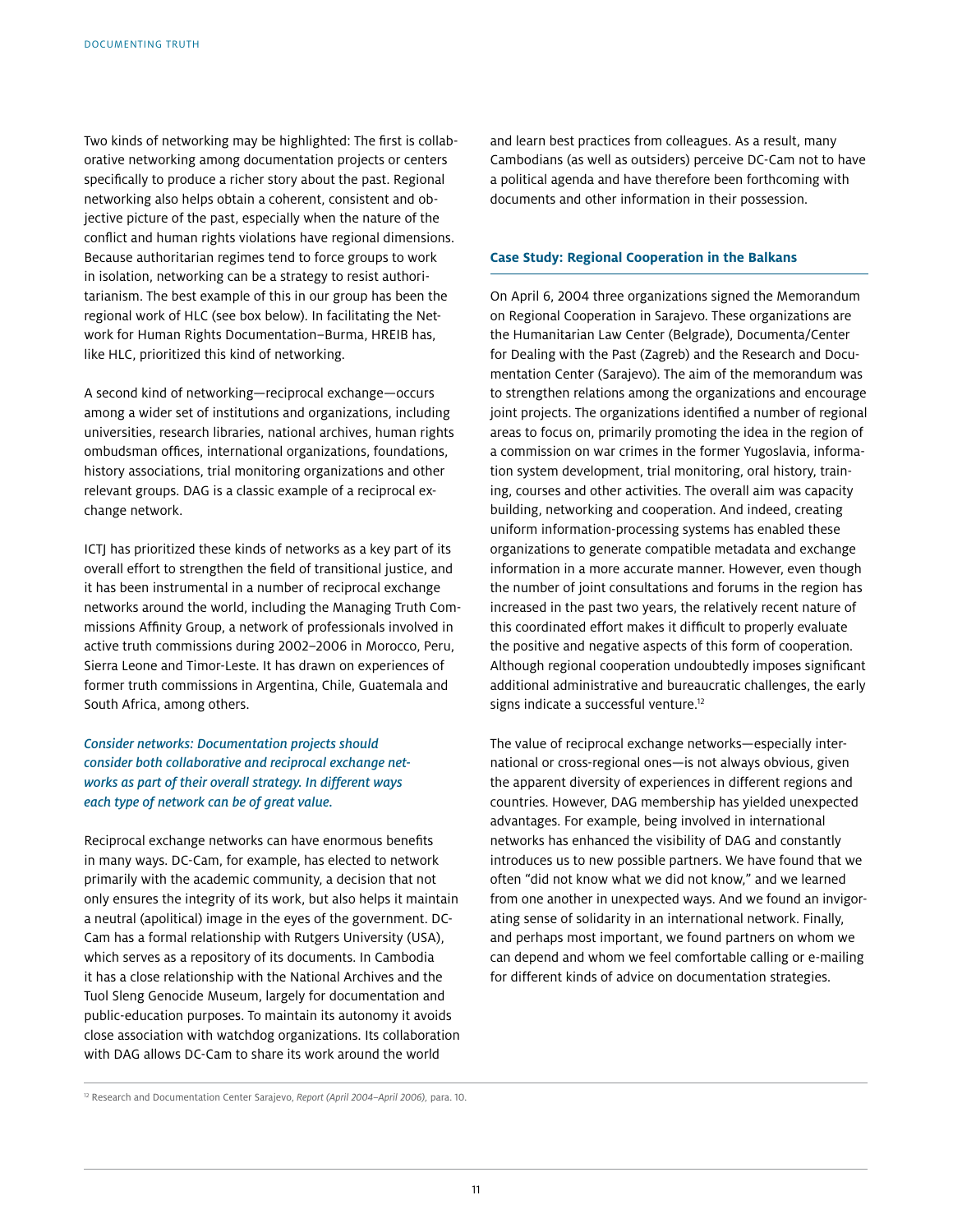Two kinds of networking may be highlighted: The first is collaborative networking among documentation projects or centers specifically to produce a richer story about the past. Regional networking also helps obtain a coherent, consistent and objective picture of the past, especially when the nature of the conflict and human rights violations have regional dimensions. Because authoritarian regimes tend to force groups to work in isolation, networking can be a strategy to resist authoritarianism. The best example of this in our group has been the regional work of HLC (see box below). In facilitating the Network for Human Rights Documentation–Burma, HREIB has, like HLC, prioritized this kind of networking.

A second kind of networking—reciprocal exchange—occurs among a wider set of institutions and organizations, including universities, research libraries, national archives, human rights ombudsman offices, international organizations, foundations, history associations, trial monitoring organizations and other relevant groups. DAG is a classic example of a reciprocal exchange network.

ICTJ has prioritized these kinds of networks as a key part of its overall effort to strengthen the field of transitional justice, and it has been instrumental in a number of reciprocal exchange networks around the world, including the Managing Truth Commissions Affinity Group, a network of professionals involved in active truth commissions during 2002–2006 in Morocco, Peru, Sierra Leone and Timor-Leste. It has drawn on experiences of former truth commissions in Argentina, Chile, Guatemala and South Africa, among others.

*Consider networks: Documentation projects should consider both collaborative and reciprocal exchange networks as part of their overall strategy. In different ways each type of network can be of great value.*

Reciprocal exchange networks can have enormous benefits in many ways. DC-Cam, for example, has elected to network primarily with the academic community, a decision that not only ensures the integrity of its work, but also helps it maintain a neutral (apolitical) image in the eyes of the government. DC-Cam has a formal relationship with Rutgers University (USA), which serves as a repository of its documents. In Cambodia it has a close relationship with the National Archives and the Tuol Sleng Genocide Museum, largely for documentation and public-education purposes. To maintain its autonomy it avoids close association with watchdog organizations. Its collaboration with DAG allows DC-Cam to share its work around the world and learn best practices from colleagues. As a result, many Cambodians (as well as outsiders) perceive DC-Cam not to have a political agenda and have therefore been forthcoming with documents and other information in their possession.

### Case Study: Regional Cooperation in the Balkans

On April 6, 2004 three organizations signed the Memorandum on Regional Cooperation in Sarajevo. These organizations are the Humanitarian Law Center (Belgrade), Documenta/Center for Dealing with the Past (Zagreb) and the Research and Documentation Center (Sarajevo). The aim of the memorandum was to strengthen relations among the organizations and encourage joint projects. The organizations identified a number of regional areas to focus on, primarily promoting the idea in the region of a commission on war crimes in the former Yugoslavia, information system development, trial monitoring, oral history, training, courses and other activities. The overall aim was capacity building, networking and cooperation. And indeed, creating uniform information-processing systems has enabled these organizations to generate compatible metadata and exchange information in a more accurate manner. However, even though the number of joint consultations and forums in the region has increased in the past two years, the relatively recent nature of this coordinated effort makes it difficult to properly evaluate the positive and negative aspects of this form of cooperation. Although regional cooperation undoubtedly imposes significant additional administrative and bureaucratic challenges, the early signs indicate a successful venture.[12]

The value of reciprocal exchange networks—especially international or cross-regional ones—is not always obvious, given the apparent diversity of experiences in different regions and countries. However, DAG membership has yielded unexpected advantages. For example, being involved in international networks has enhanced the visibility of DAG and constantly introduces us to new possible partners. We have found that we often "did not know what we did not know," and we learned from one another in unexpected ways. And we found an invigorating sense of solidarity in an international network. Finally, and perhaps most important, we found partners on whom we can depend and whom we feel comfortable calling or e-mailing for different kinds of advice on documentation strategies.

[12] Research and Documentation Center Sarajevo, *Report (April 2004–April 2006)*, para. 10.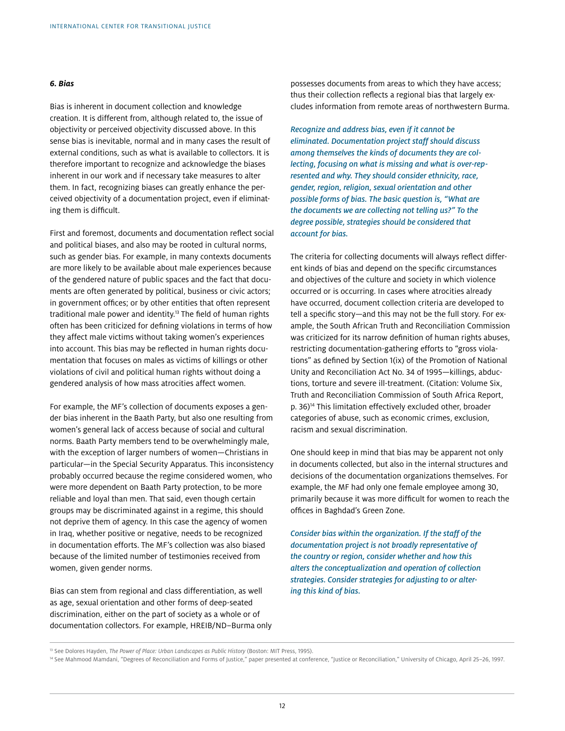### *6. Bias*

Bias is inherent in document collection and knowledge creation. It is different from, although related to, the issue of objectivity or perceived objectivity discussed above. In this sense bias is inevitable, normal and in many cases the result of external conditions, such as what is available to collectors. It is therefore important to recognize and acknowledge the biases inherent in our work and if necessary take measures to alter them. In fact, recognizing biases can greatly enhance the perceived objectivity of a documentation project, even if eliminating them is difficult.

First and foremost, documents and documentation reflect social and political biases, and also may be rooted in cultural norms, such as gender bias. For example, in many contexts documents are more likely to be available about male experiences because of the gendered nature of public spaces and the fact that documents are often generated by political, business or civic actors; in government offices; or by other entities that often represent traditional male power and identity.[13] The field of human rights often has been criticized for defining violations in terms of how they affect male victims without taking women's experiences into account. This bias may be reflected in human rights documentation that focuses on males as victims of killings or other violations of civil and political human rights without doing a gendered analysis of how mass atrocities affect women.

For example, the MF's collection of documents exposes a gender bias inherent in the Baath Party, but also one resulting from women's general lack of access because of social and cultural norms. Baath Party members tend to be overwhelmingly male, with the exception of larger numbers of women—Christians in particular—in the Special Security Apparatus. This inconsistency probably occurred because the regime considered women, who were more dependent on Baath Party protection, to be more reliable and loyal than men. That said, even though certain groups may be discriminated against in a regime, this should not deprive them of agency. In this case the agency of women in Iraq, whether positive or negative, needs to be recognized in documentation efforts. The MF's collection was also biased because of the limited number of testimonies received from women, given gender norms.

Bias can stem from regional and class differentiation, as well as age, sexual orientation and other forms of deep-seated discrimination, either on the part of society as a whole or of documentation collectors. For example, HREIB/ND–Burma only possesses documents from areas to which they have access; thus their collection reflects a regional bias that largely excludes information from remote areas of northwestern Burma.

*Recognize and address bias, even if it cannot be eliminated. Documentation project staff should discuss among themselves the kinds of documents they are collecting, focusing on what is missing and what is over-represented and why. They should consider ethnicity, race, gender, region, religion, sexual orientation and other possible forms of bias. The basic question is, "What are the documents we are collecting not telling us?" To the degree possible, strategies should be considered that account for bias.*

The criteria for collecting documents will always reflect different kinds of bias and depend on the specific circumstances and objectives of the culture and society in which violence occurred or is occurring. In cases where atrocities already have occurred, document collection criteria are developed to tell a specific story—and this may not be the full story. For example, the South African Truth and Reconciliation Commission was criticized for its narrow definition of human rights abuses, restricting documentation-gathering efforts to "gross violations" as defined by Section 1(ix) of the Promotion of National Unity and Reconciliation Act No. 34 of 1995—killings, abductions, torture and severe ill-treatment. (Citation: Volume Six, Truth and Reconciliation Commission of South Africa Report, p. 36)[14] This limitation effectively excluded other, broader categories of abuse, such as economic crimes, exclusion, racism and sexual discrimination.

One should keep in mind that bias may be apparent not only in documents collected, but also in the internal structures and decisions of the documentation organizations themselves. For example, the MF had only one female employee among 30, primarily because it was more difficult for women to reach the offices in Baghdad's Green Zone.

*Consider bias within the organization. If the staff of the documentation project is not broadly representative of the country or region, consider whether and how this alters the conceptualization and operation of collection strategies. Consider strategies for adjusting to or altering this kind of bias.*

---

[13] See Dolores Hayden, *The Power of Place: Urban Landscapes as Public History* (Boston: MIT Press, 1995).

[14] See Mahmood Mamdani, "Degrees of Reconciliation and Forms of Justice," paper presented at conference, "Justice or Reconciliation," University of Chicago, April 25–26, 1997.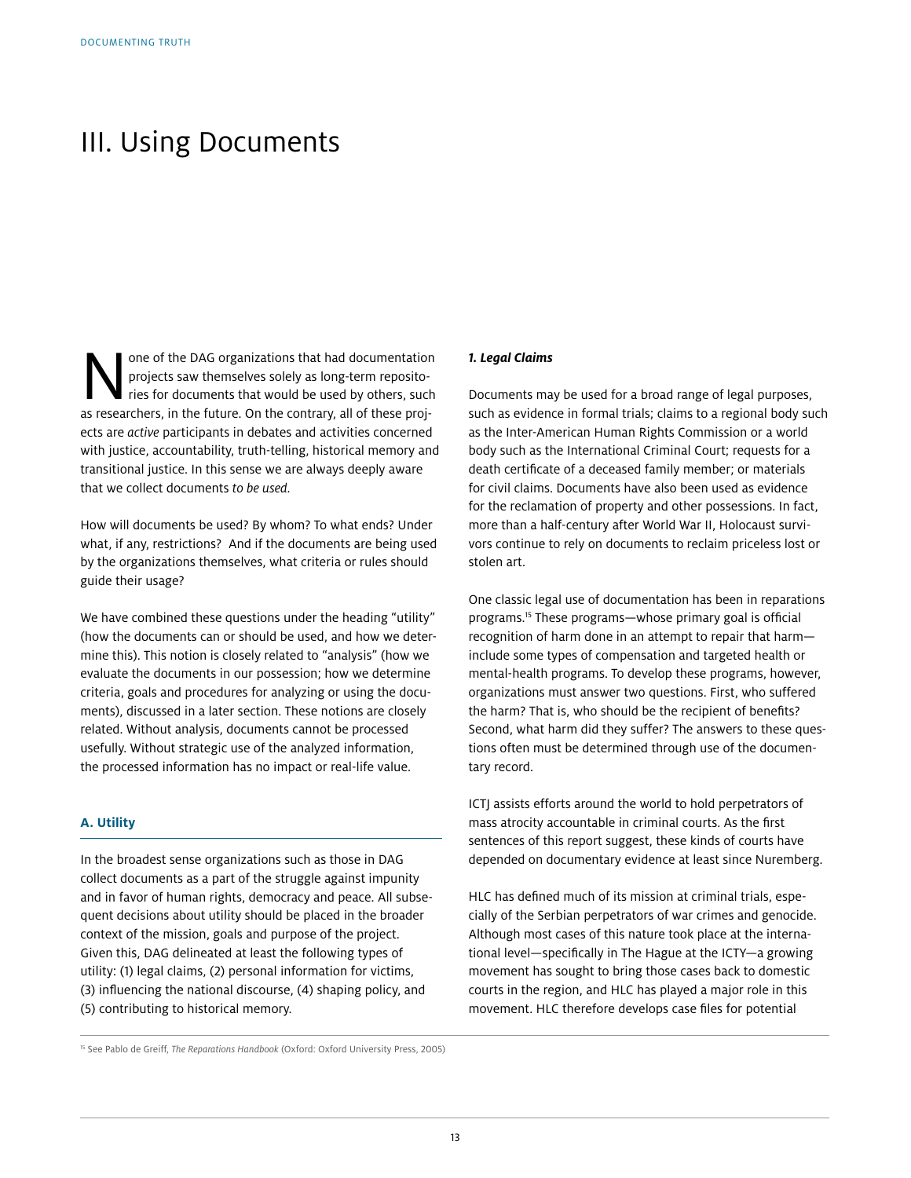# III. Using Documents

None of the DAG organizations that had documentation projects saw themselves solely as long-term repositories for documents that would be used by others, such as researchers, in the future. On the contrary, all of these projects are *active* participants in debates and activities concerned with justice, accountability, truth-telling, historical memory and transitional justice. In this sense we are always deeply aware that we collect documents *to be used*.

How will documents be used? By whom? To what ends? Under what, if any, restrictions? And if the documents are being used by the organizations themselves, what criteria or rules should guide their usage?

We have combined these questions under the heading "utility" (how the documents can or should be used, and how we determine this). This notion is closely related to "analysis" (how we evaluate the documents in our possession; how we determine criteria, goals and procedures for analyzing or using the documents), discussed in a later section. These notions are closely related. Without analysis, documents cannot be processed usefully. Without strategic use of the analyzed information, the processed information has no impact or real-life value.

## A. Utility

In the broadest sense organizations such as those in DAG collect documents as a part of the struggle against impunity and in favor of human rights, democracy and peace. All subsequent decisions about utility should be placed in the broader context of the mission, goals and purpose of the project. Given this, DAG delineated at least the following types of utility: (1) legal claims, (2) personal information for victims, (3) influencing the national discourse, (4) shaping policy, and (5) contributing to historical memory.

### *1. Legal Claims*

Documents may be used for a broad range of legal purposes, such as evidence in formal trials; claims to a regional body such as the Inter-American Human Rights Commission or a world body such as the International Criminal Court; requests for a death certificate of a deceased family member; or materials for civil claims. Documents have also been used as evidence for the reclamation of property and other possessions. In fact, more than a half-century after World War II, Holocaust survivors continue to rely on documents to reclaim priceless lost or stolen art.

One classic legal use of documentation has been in reparations programs.[15] These programs—whose primary goal is official recognition of harm done in an attempt to repair that harm—include some types of compensation and targeted health or mental-health programs. To develop these programs, however, organizations must answer two questions. First, who suffered the harm? That is, who should be the recipient of benefits? Second, what harm did they suffer? The answers to these questions often must be determined through use of the documentary record.

ICTJ assists efforts around the world to hold perpetrators of mass atrocity accountable in criminal courts. As the first sentences of this report suggest, these kinds of courts have depended on documentary evidence at least since Nuremberg.

HLC has defined much of its mission at criminal trials, especially of the Serbian perpetrators of war crimes and genocide. Although most cases of this nature took place at the international level—specifically in The Hague at the ICTY—a growing movement has sought to bring those cases back to domestic courts in the region, and HLC has played a major role in this movement. HLC therefore develops case files for potential

[15] See Pablo de Greiff, *The Reparations Handbook* (Oxford: Oxford University Press, 2005)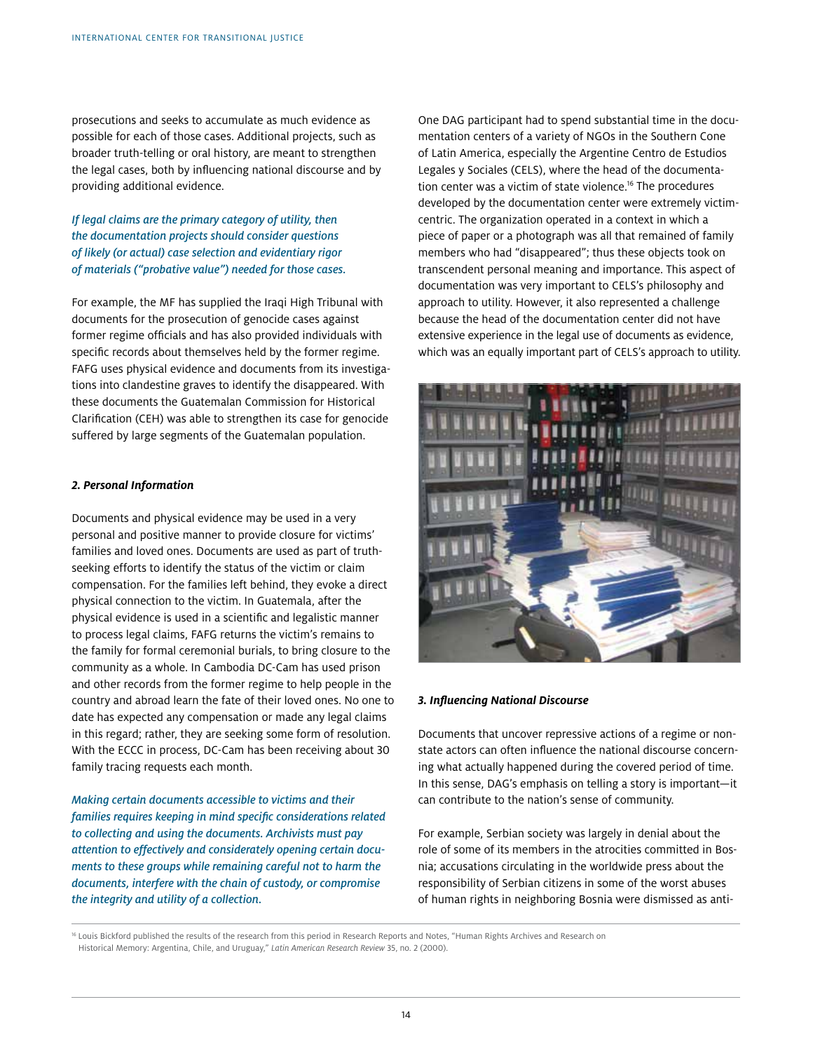prosecutions and seeks to accumulate as much evidence as possible for each of those cases. Additional projects, such as broader truth-telling or oral history, are meant to strengthen the legal cases, both by influencing national discourse and by providing additional evidence.

*If legal claims are the primary category of utility, then the documentation projects should consider questions of likely (or actual) case selection and evidentiary rigor of materials ("probative value") needed for those cases.*

For example, the MF has supplied the Iraqi High Tribunal with documents for the prosecution of genocide cases against former regime officials and has also provided individuals with specific records about themselves held by the former regime. FAFG uses physical evidence and documents from its investigations into clandestine graves to identify the disappeared. With these documents the Guatemalan Commission for Historical Clarification (CEH) was able to strengthen its case for genocide suffered by large segments of the Guatemalan population.

#### *2. Personal Information*

Documents and physical evidence may be used in a very personal and positive manner to provide closure for victims' families and loved ones. Documents are used as part of truth-seeking efforts to identify the status of the victim or claim compensation. For the families left behind, they evoke a direct physical connection to the victim. In Guatemala, after the physical evidence is used in a scientific and legalistic manner to process legal claims, FAFG returns the victim's remains to the family for formal ceremonial burials, to bring closure to the community as a whole. In Cambodia DC-Cam has used prison and other records from the former regime to help people in the country and abroad learn the fate of their loved ones. No one to date has expected any compensation or made any legal claims in this regard; rather, they are seeking some form of resolution. With the ECCC in process, DC-Cam has been receiving about 30 family tracing requests each month.

*Making certain documents accessible to victims and their families requires keeping in mind specific considerations related to collecting and using the documents. Archivists must pay attention to effectively and considerately opening certain documents to these groups while remaining careful not to harm the documents, interfere with the chain of custody, or compromise the integrity and utility of a collection.*

One DAG participant had to spend substantial time in the documentation centers of a variety of NGOs in the Southern Cone of Latin America, especially the Argentine Centro de Estudios Legales y Sociales (CELS), where the head of the documentation center was a victim of state violence.[16] The procedures developed by the documentation center were extremely victim-centric. The organization operated in a context in which a piece of paper or a photograph was all that remained of family members who had "disappeared"; thus these objects took on transcendent personal meaning and importance. This aspect of documentation was very important to CELS's philosophy and approach to utility. However, it also represented a challenge because the head of the documentation center did not have extensive experience in the legal use of documents as evidence, which was an equally important part of CELS's approach to utility.

#### *3. Influencing National Discourse*

Documents that uncover repressive actions of a regime or non-state actors can often influence the national discourse concerning what actually happened during the covered period of time. In this sense, DAG's emphasis on telling a story is important—it can contribute to the nation's sense of community.

For example, Serbian society was largely in denial about the role of some of its members in the atrocities committed in Bosnia; accusations circulating in the worldwide press about the responsibility of Serbian citizens in some of the worst abuses of human rights in neighboring Bosnia were dismissed as anti-

[16] Louis Bickford published the results of the research from this period in Research Reports and Notes, "Human Rights Archives and Research on Historical Memory: Argentina, Chile, and Uruguay," *Latin American Research Review* 35, no. 2 (2000).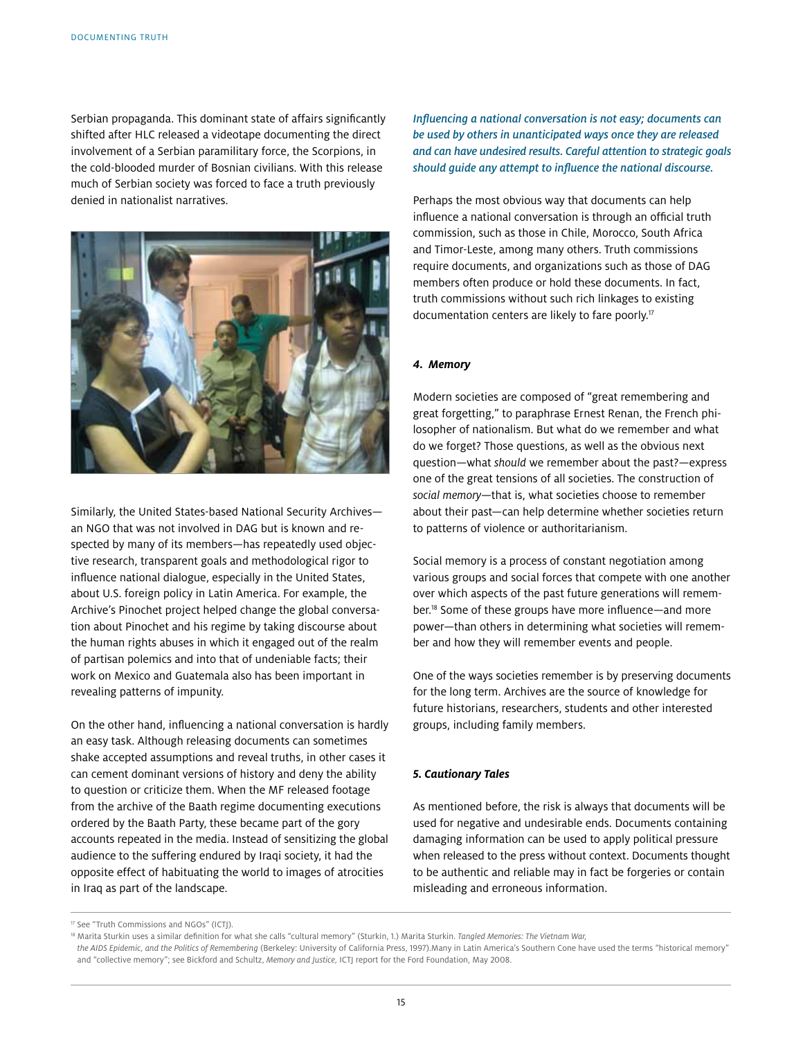Serbian propaganda. This dominant state of affairs significantly shifted after HLC released a videotape documenting the direct involvement of a Serbian paramilitary force, the Scorpions, in the cold-blooded murder of Bosnian civilians. With this release much of Serbian society was forced to face a truth previously denied in nationalist narratives.

Similarly, the United States-based National Security Archives—an NGO that was not involved in DAG but is known and respected by many of its members—has repeatedly used objective research, transparent goals and methodological rigor to influence national dialogue, especially in the United States, about U.S. foreign policy in Latin America. For example, the Archive's Pinochet project helped change the global conversation about Pinochet and his regime by taking discourse about the human rights abuses in which it engaged out of the realm of partisan polemics and into that of undeniable facts; their work on Mexico and Guatemala also has been important in revealing patterns of impunity.

On the other hand, influencing a national conversation is hardly an easy task. Although releasing documents can sometimes shake accepted assumptions and reveal truths, in other cases it can cement dominant versions of history and deny the ability to question or criticize them. When the MF released footage from the archive of the Baath regime documenting executions ordered by the Baath Party, these became part of the gory accounts repeated in the media. Instead of sensitizing the global audience to the suffering endured by Iraqi society, it had the opposite effect of habituating the world to images of atrocities in Iraq as part of the landscape.

*Influencing a national conversation is not easy; documents can be used by others in unanticipated ways once they are released and can have undesired results. Careful attention to strategic goals should guide any attempt to influence the national discourse.*

Perhaps the most obvious way that documents can help influence a national conversation is through an official truth commission, such as those in Chile, Morocco, South Africa and Timor-Leste, among many others. Truth commissions require documents, and organizations such as those of DAG members often produce or hold these documents. In fact, truth commissions without such rich linkages to existing documentation centers are likely to fare poorly.[17]

#### ***4. Memory***

Modern societies are composed of "great remembering and great forgetting," to paraphrase Ernest Renan, the French philosopher of nationalism. But what do we remember and what do we forget? Those questions, as well as the obvious next question—what *should* we remember about the past?—express one of the great tensions of all societies. The construction of *social memory*—that is, what societies choose to remember about their past—can help determine whether societies return to patterns of violence or authoritarianism.

Social memory is a process of constant negotiation among various groups and social forces that compete with one another over which aspects of the past future generations will remember.[18] Some of these groups have more influence—and more power—than others in determining what societies will remember and how they will remember events and people.

One of the ways societies remember is by preserving documents for the long term. Archives are the source of knowledge for future historians, researchers, students and other interested groups, including family members.

#### ***5. Cautionary Tales***

As mentioned before, the risk is always that documents will be used for negative and undesirable ends. Documents containing damaging information can be used to apply political pressure when released to the press without context. Documents thought to be authentic and reliable may in fact be forgeries or contain misleading and erroneous information.

---

[17] See "Truth Commissions and NGOs" (ICTJ).

[18] Marita Sturkin uses a similar definition for what she calls "cultural memory" (Sturkin, 1.) Marita Sturkin. *Tangled Memories: The Vietnam War, the AIDS Epidemic, and the Politics of Remembering* (Berkeley: University of California Press, 1997).Many in Latin America's Southern Cone have used the terms "historical memory" and "collective memory"; see Bickford and Schultz, *Memory and Justice,* ICTJ report for the Ford Foundation, May 2008.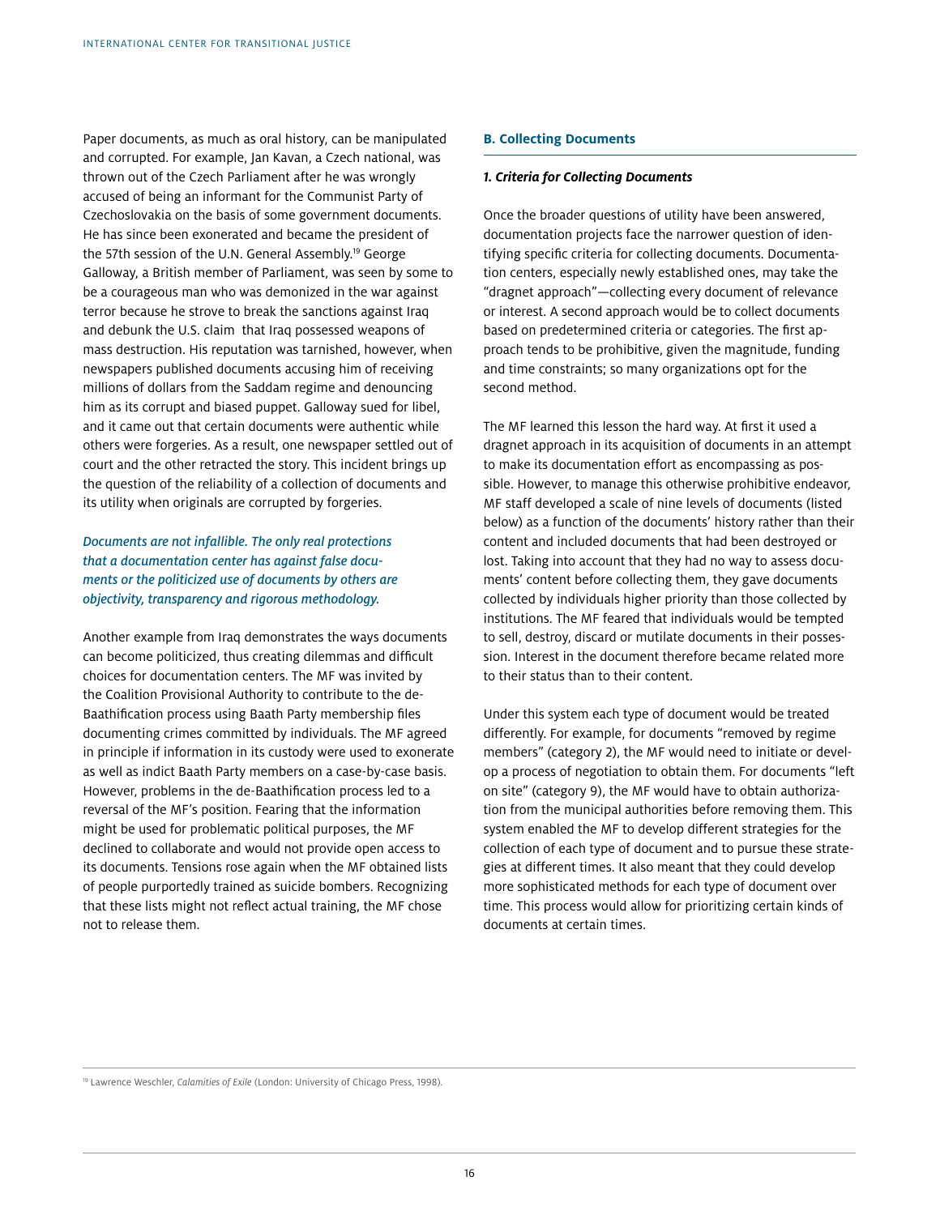Paper documents, as much as oral history, can be manipulated and corrupted. For example, Jan Kavan, a Czech national, was thrown out of the Czech Parliament after he was wrongly accused of being an informant for the Communist Party of Czechoslovakia on the basis of some government documents. He has since been exonerated and became the president of the 57th session of the U.N. General Assembly.[19] George Galloway, a British member of Parliament, was seen by some to be a courageous man who was demonized in the war against terror because he strove to break the sanctions against Iraq and debunk the U.S. claim that Iraq possessed weapons of mass destruction. His reputation was tarnished, however, when newspapers published documents accusing him of receiving millions of dollars from the Saddam regime and denouncing him as its corrupt and biased puppet. Galloway sued for libel, and it came out that certain documents were authentic while others were forgeries. As a result, one newspaper settled out of court and the other retracted the story. This incident brings up the question of the reliability of a collection of documents and its utility when originals are corrupted by forgeries.

*Documents are not infallible. The only real protections that a documentation center has against false documents or the politicized use of documents by others are objectivity, transparency and rigorous methodology.*

Another example from Iraq demonstrates the ways documents can become politicized, thus creating dilemmas and difficult choices for documentation centers. The MF was invited by the Coalition Provisional Authority to contribute to the de-Baathification process using Baath Party membership files documenting crimes committed by individuals. The MF agreed in principle if information in its custody were used to exonerate as well as indict Baath Party members on a case-by-case basis. However, problems in the de-Baathification process led to a reversal of the MF's position. Fearing that the information might be used for problematic political purposes, the MF declined to collaborate and would not provide open access to its documents. Tensions rose again when the MF obtained lists of people purportedly trained as suicide bombers. Recognizing that these lists might not reflect actual training, the MF chose not to release them.

### B. Collecting Documents

#### *1. Criteria for Collecting Documents*

Once the broader questions of utility have been answered, documentation projects face the narrower question of identifying specific criteria for collecting documents. Documentation centers, especially newly established ones, may take the "dragnet approach"—collecting every document of relevance or interest. A second approach would be to collect documents based on predetermined criteria or categories. The first approach tends to be prohibitive, given the magnitude, funding and time constraints; so many organizations opt for the second method.

The MF learned this lesson the hard way. At first it used a dragnet approach in its acquisition of documents in an attempt to make its documentation effort as encompassing as possible. However, to manage this otherwise prohibitive endeavor, MF staff developed a scale of nine levels of documents (listed below) as a function of the documents' history rather than their content and included documents that had been destroyed or lost. Taking into account that they had no way to assess documents' content before collecting them, they gave documents collected by individuals higher priority than those collected by institutions. The MF feared that individuals would be tempted to sell, destroy, discard or mutilate documents in their possession. Interest in the document therefore became related more to their status than to their content.

Under this system each type of document would be treated differently. For example, for documents "removed by regime members" (category 2), the MF would need to initiate or develop a process of negotiation to obtain them. For documents "left on site" (category 9), the MF would have to obtain authorization from the municipal authorities before removing them. This system enabled the MF to develop different strategies for the collection of each type of document and to pursue these strategies at different times. It also meant that they could develop more sophisticated methods for each type of document over time. This process would allow for prioritizing certain kinds of documents at certain times.

[19] Lawrence Weschler, *Calamities of Exile* (London: University of Chicago Press, 1998).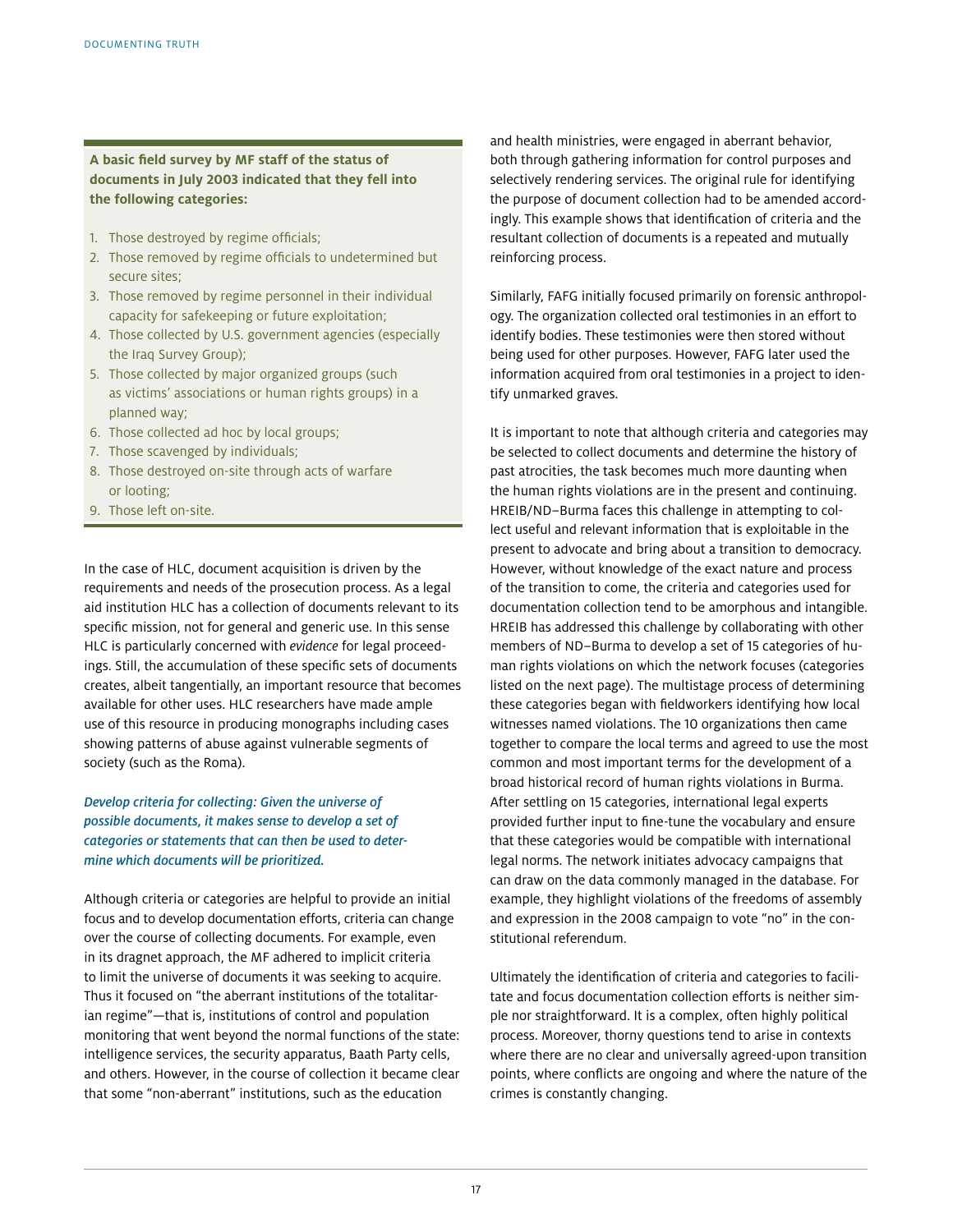**A basic field survey by MF staff of the status of documents in July 2003 indicated that they fell into the following categories:**

1. Those destroyed by regime officials;
2. Those removed by regime officials to undetermined but secure sites;
3. Those removed by regime personnel in their individual capacity for safekeeping or future exploitation;
4. Those collected by U.S. government agencies (especially the Iraq Survey Group);
5. Those collected by major organized groups (such as victims' associations or human rights groups) in a planned way;
6. Those collected ad hoc by local groups;
7. Those scavenged by individuals;
8. Those destroyed on-site through acts of warfare or looting;
9. Those left on-site.

In the case of HLC, document acquisition is driven by the requirements and needs of the prosecution process. As a legal aid institution HLC has a collection of documents relevant to its specific mission, not for general and generic use. In this sense HLC is particularly concerned with *evidence* for legal proceedings. Still, the accumulation of these specific sets of documents creates, albeit tangentially, an important resource that becomes available for other uses. HLC researchers have made ample use of this resource in producing monographs including cases showing patterns of abuse against vulnerable segments of society (such as the Roma).

*Develop criteria for collecting: Given the universe of possible documents, it makes sense to develop a set of categories or statements that can then be used to determine which documents will be prioritized.*

Although criteria or categories are helpful to provide an initial focus and to develop documentation efforts, criteria can change over the course of collecting documents. For example, even in its dragnet approach, the MF adhered to implicit criteria to limit the universe of documents it was seeking to acquire. Thus it focused on "the aberrant institutions of the totalitarian regime"—that is, institutions of control and population monitoring that went beyond the normal functions of the state: intelligence services, the security apparatus, Baath Party cells, and others. However, in the course of collection it became clear that some "non-aberrant" institutions, such as the education and health ministries, were engaged in aberrant behavior, both through gathering information for control purposes and selectively rendering services. The original rule for identifying the purpose of document collection had to be amended accordingly. This example shows that identification of criteria and the resultant collection of documents is a repeated and mutually reinforcing process.

Similarly, FAFG initially focused primarily on forensic anthropology. The organization collected oral testimonies in an effort to identify bodies. These testimonies were then stored without being used for other purposes. However, FAFG later used the information acquired from oral testimonies in a project to identify unmarked graves.

It is important to note that although criteria and categories may be selected to collect documents and determine the history of past atrocities, the task becomes much more daunting when the human rights violations are in the present and continuing. HREIB/ND–Burma faces this challenge in attempting to collect useful and relevant information that is exploitable in the present to advocate and bring about a transition to democracy. However, without knowledge of the exact nature and process of the transition to come, the criteria and categories used for documentation collection tend to be amorphous and intangible. HREIB has addressed this challenge by collaborating with other members of ND–Burma to develop a set of 15 categories of human rights violations on which the network focuses (categories listed on the next page). The multistage process of determining these categories began with fieldworkers identifying how local witnesses named violations. The 10 organizations then came together to compare the local terms and agreed to use the most common and most important terms for the development of a broad historical record of human rights violations in Burma. After settling on 15 categories, international legal experts provided further input to fine-tune the vocabulary and ensure that these categories would be compatible with international legal norms. The network initiates advocacy campaigns that can draw on the data commonly managed in the database. For example, they highlight violations of the freedoms of assembly and expression in the 2008 campaign to vote "no" in the constitutional referendum.

Ultimately the identification of criteria and categories to facilitate and focus documentation collection efforts is neither simple nor straightforward. It is a complex, often highly political process. Moreover, thorny questions tend to arise in contexts where there are no clear and universally agreed-upon transition points, where conflicts are ongoing and where the nature of the crimes is constantly changing.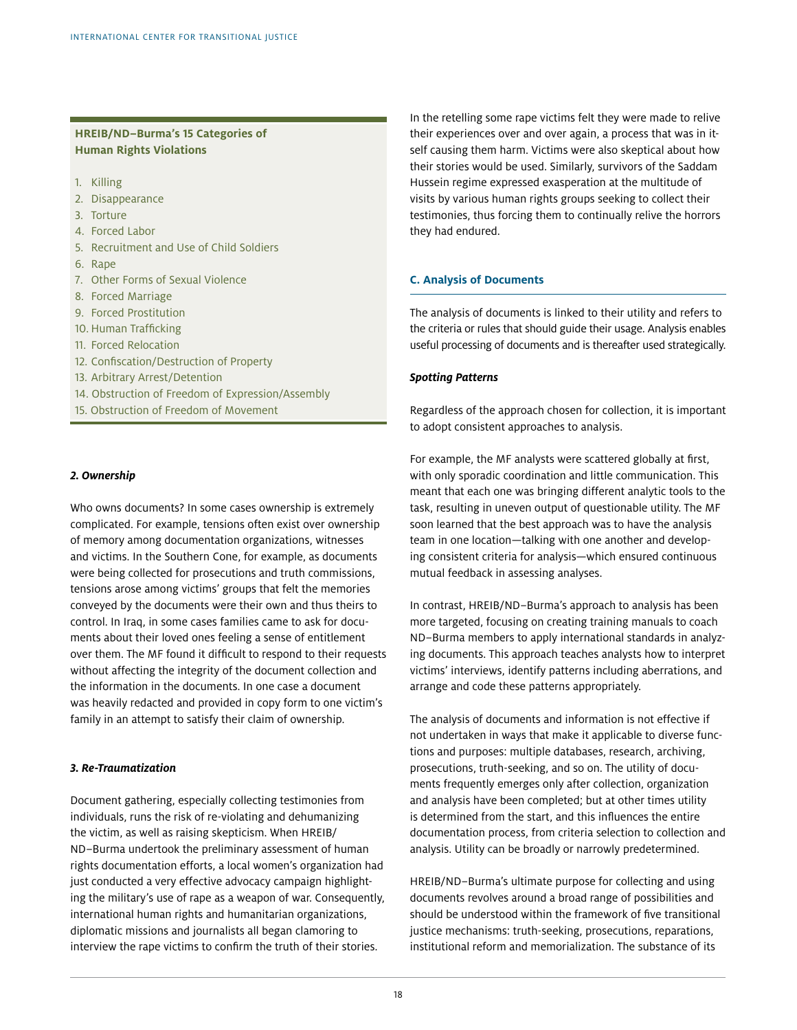**HREIB/ND–Burma's 15 Categories of Human Rights Violations**

1. Killing
2. Disappearance
3. Torture
4. Forced Labor
5. Recruitment and Use of Child Soldiers
6. Rape
7. Other Forms of Sexual Violence
8. Forced Marriage
9. Forced Prostitution
10. Human Trafficking
11. Forced Relocation
12. Confiscation/Destruction of Property
13. Arbitrary Arrest/Detention
14. Obstruction of Freedom of Expression/Assembly
15. Obstruction of Freedom of Movement

***2. Ownership***

Who owns documents? In some cases ownership is extremely complicated. For example, tensions often exist over ownership of memory among documentation organizations, witnesses and victims. In the Southern Cone, for example, as documents were being collected for prosecutions and truth commissions, tensions arose among victims' groups that felt the memories conveyed by the documents were their own and thus theirs to control. In Iraq, in some cases families came to ask for documents about their loved ones feeling a sense of entitlement over them. The MF found it difficult to respond to their requests without affecting the integrity of the document collection and the information in the documents. In one case a document was heavily redacted and provided in copy form to one victim's family in an attempt to satisfy their claim of ownership.

***3. Re-Traumatization***

Document gathering, especially collecting testimonies from individuals, runs the risk of re-violating and dehumanizing the victim, as well as raising skepticism. When HREIB/ND–Burma undertook the preliminary assessment of human rights documentation efforts, a local women's organization had just conducted a very effective advocacy campaign highlighting the military's use of rape as a weapon of war. Consequently, international human rights and humanitarian organizations, diplomatic missions and journalists all began clamoring to interview the rape victims to confirm the truth of their stories. In the retelling some rape victims felt they were made to relive their experiences over and over again, a process that was in itself causing them harm. Victims were also skeptical about how their stories would be used. Similarly, survivors of the Saddam Hussein regime expressed exasperation at the multitude of visits by various human rights groups seeking to collect their testimonies, thus forcing them to continually relive the horrors they had endured.

### C. Analysis of Documents

The analysis of documents is linked to their utility and refers to the criteria or rules that should guide their usage. Analysis enables useful processing of documents and is thereafter used strategically.

***Spotting Patterns***

Regardless of the approach chosen for collection, it is important to adopt consistent approaches to analysis.

For example, the MF analysts were scattered globally at first, with only sporadic coordination and little communication. This meant that each one was bringing different analytic tools to the task, resulting in uneven output of questionable utility. The MF soon learned that the best approach was to have the analysis team in one location—talking with one another and developing consistent criteria for analysis—which ensured continuous mutual feedback in assessing analyses.

In contrast, HREIB/ND–Burma's approach to analysis has been more targeted, focusing on creating training manuals to coach ND–Burma members to apply international standards in analyzing documents. This approach teaches analysts how to interpret victims' interviews, identify patterns including aberrations, and arrange and code these patterns appropriately.

The analysis of documents and information is not effective if not undertaken in ways that make it applicable to diverse functions and purposes: multiple databases, research, archiving, prosecutions, truth-seeking, and so on. The utility of documents frequently emerges only after collection, organization and analysis have been completed; but at other times utility is determined from the start, and this influences the entire documentation process, from criteria selection to collection and analysis. Utility can be broadly or narrowly predetermined.

HREIB/ND–Burma's ultimate purpose for collecting and using documents revolves around a broad range of possibilities and should be understood within the framework of five transitional justice mechanisms: truth-seeking, prosecutions, reparations, institutional reform and memorialization. The substance of its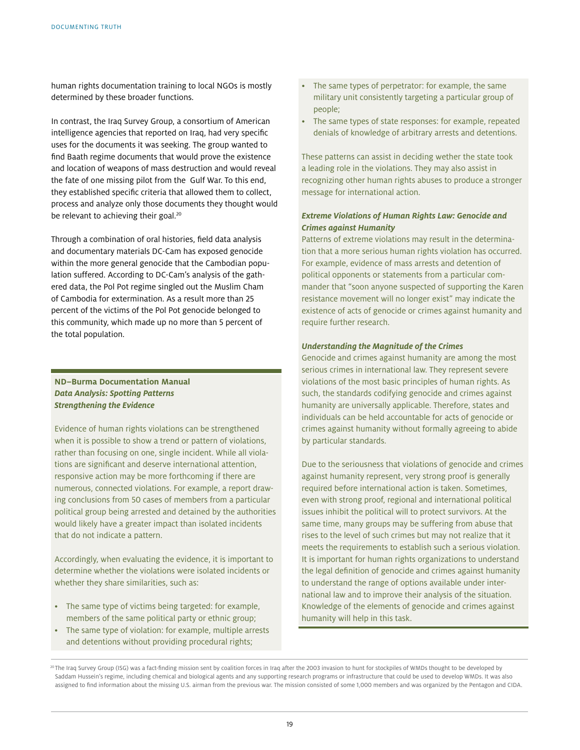human rights documentation training to local NGOs is mostly determined by these broader functions.

In contrast, the Iraq Survey Group, a consortium of American intelligence agencies that reported on Iraq, had very specific uses for the documents it was seeking. The group wanted to find Baath regime documents that would prove the existence and location of weapons of mass destruction and would reveal the fate of one missing pilot from the Gulf War. To this end, they established specific criteria that allowed them to collect, process and analyze only those documents they thought would be relevant to achieving their goal.[20]

Through a combination of oral histories, field data analysis and documentary materials DC-Cam has exposed genocide within the more general genocide that the Cambodian population suffered. According to DC-Cam's analysis of the gathered data, the Pol Pot regime singled out the Muslim Cham of Cambodia for extermination. As a result more than 25 percent of the victims of the Pol Pot genocide belonged to this community, which made up no more than 5 percent of the total population.

**ND–Burma Documentation Manual**
***Data Analysis: Spotting Patterns***
***Strengthening the Evidence***

Evidence of human rights violations can be strengthened when it is possible to show a trend or pattern of violations, rather than focusing on one, single incident. While all violations are significant and deserve international attention, responsive action may be more forthcoming if there are numerous, connected violations. For example, a report drawing conclusions from 50 cases of members from a particular political group being arrested and detained by the authorities would likely have a greater impact than isolated incidents that do not indicate a pattern.

Accordingly, when evaluating the evidence, it is important to determine whether the violations were isolated incidents or whether they share similarities, such as:

- The same type of victims being targeted: for example, members of the same political party or ethnic group;
- The same type of violation: for example, multiple arrests and detentions without providing procedural rights;
- The same types of perpetrator: for example, the same military unit consistently targeting a particular group of people;
- The same types of state responses: for example, repeated denials of knowledge of arbitrary arrests and detentions.

These patterns can assist in deciding wether the state took a leading role in the violations. They may also assist in recognizing other human rights abuses to produce a stronger message for international action.

***Extreme Violations of Human Rights Law: Genocide and Crimes against Humanity***

Patterns of extreme violations may result in the determination that a more serious human rights violation has occurred. For example, evidence of mass arrests and detention of political opponents or statements from a particular commander that "soon anyone suspected of supporting the Karen resistance movement will no longer exist" may indicate the existence of acts of genocide or crimes against humanity and require further research.

***Understanding the Magnitude of the Crimes***

Genocide and crimes against humanity are among the most serious crimes in international law. They represent severe violations of the most basic principles of human rights. As such, the standards codifying genocide and crimes against humanity are universally applicable. Therefore, states and individuals can be held accountable for acts of genocide or crimes against humanity without formally agreeing to abide by particular standards.

Due to the seriousness that violations of genocide and crimes against humanity represent, very strong proof is generally required before international action is taken. Sometimes, even with strong proof, regional and international political issues inhibit the political will to protect survivors. At the same time, many groups may be suffering from abuse that rises to the level of such crimes but may not realize that it meets the requirements to establish such a serious violation. It is important for human rights organizations to understand the legal definition of genocide and crimes against humanity to understand the range of options available under international law and to improve their analysis of the situation. Knowledge of the elements of genocide and crimes against humanity will help in this task.

[20] The Iraq Survey Group (ISG) was a fact-finding mission sent by coalition forces in Iraq after the 2003 invasion to hunt for stockpiles of WMDs thought to be developed by Saddam Hussein's regime, including chemical and biological agents and any supporting research programs or infrastructure that could be used to develop WMDs. It was also assigned to find information about the missing U.S. airman from the previous war. The mission consisted of some 1,000 members and was organized by the Pentagon and CIDA.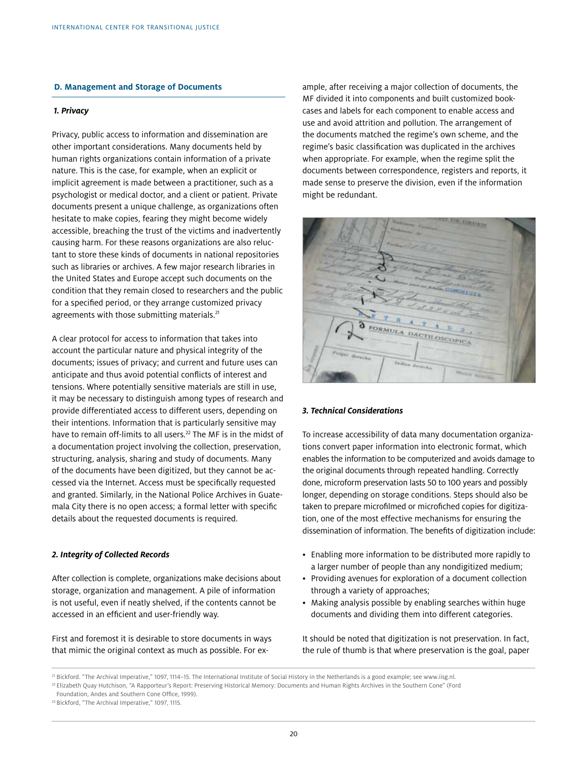## D. Management and Storage of Documents

### 1. Privacy

Privacy, public access to information and dissemination are other important considerations. Many documents held by human rights organizations contain information of a private nature. This is the case, for example, when an explicit or implicit agreement is made between a practitioner, such as a psychologist or medical doctor, and a client or patient. Private documents present a unique challenge, as organizations often hesitate to make copies, fearing they might become widely accessible, breaching the trust of the victims and inadvertently causing harm. For these reasons organizations are also reluctant to store these kinds of documents in national repositories such as libraries or archives. A few major research libraries in the United States and Europe accept such documents on the condition that they remain closed to researchers and the public for a specified period, or they arrange customized privacy agreements with those submitting materials.[21]

A clear protocol for access to information that takes into account the particular nature and physical integrity of the documents; issues of privacy; and current and future uses can anticipate and thus avoid potential conflicts of interest and tensions. Where potentially sensitive materials are still in use, it may be necessary to distinguish among types of research and provide differentiated access to different users, depending on their intentions. Information that is particularly sensitive may have to remain off-limits to all users.[22] The MF is in the midst of a documentation project involving the collection, preservation, structuring, analysis, sharing and study of documents. Many of the documents have been digitized, but they cannot be accessed via the Internet. Access must be specifically requested and granted. Similarly, in the National Police Archives in Guatemala City there is no open access; a formal letter with specific details about the requested documents is required.

### 2. Integrity of Collected Records

After collection is complete, organizations make decisions about storage, organization and management. A pile of information is not useful, even if neatly shelved, if the contents cannot be accessed in an efficient and user-friendly way.

First and foremost it is desirable to store documents in ways that mimic the original context as much as possible. For example, after receiving a major collection of documents, the MF divided it into components and built customized bookcases and labels for each component to enable access and use and avoid attrition and pollution. The arrangement of the documents matched the regime's own scheme, and the regime's basic classification was duplicated in the archives when appropriate. For example, when the regime split the documents between correspondence, registers and reports, it made sense to preserve the division, even if the information might be redundant.

### 3. Technical Considerations

To increase accessibility of data many documentation organizations convert paper information into electronic format, which enables the information to be computerized and avoids damage to the original documents through repeated handling. Correctly done, microform preservation lasts 50 to 100 years and possibly longer, depending on storage conditions. Steps should also be taken to prepare microfilmed or microfiched copies for digitization, one of the most effective mechanisms for ensuring the dissemination of information. The benefits of digitization include:

- Enabling more information to be distributed more rapidly to a larger number of people than any nondigitized medium;
- Providing avenues for exploration of a document collection through a variety of approaches;
- Making analysis possible by enabling searches within huge documents and dividing them into different categories.

It should be noted that digitization is not preservation. In fact, the rule of thumb is that where preservation is the goal, paper

---

[21] Bickford, "The Archival Imperative," 1097, 1114–15. The International Institute of Social History in the Netherlands is a good example; see www.iisg.nl.

[22] Elizabeth Quay Hutchison, "A Rapporteur's Report: Preserving Historical Memory: Documents and Human Rights Archives in the Southern Cone" (Ford Foundation, Andes and Southern Cone Office, 1999).

[23] Bickford, "The Archival Imperative," 1097, 1115.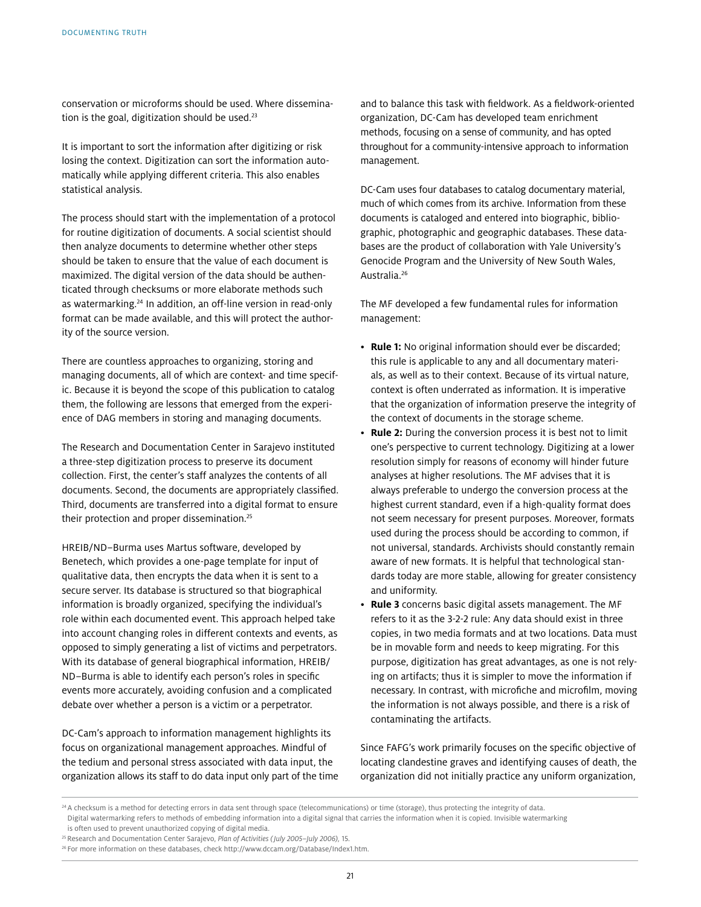conservation or microforms should be used. Where dissemination is the goal, digitization should be used.[23]

It is important to sort the information after digitizing or risk losing the context. Digitization can sort the information automatically while applying different criteria. This also enables statistical analysis.

The process should start with the implementation of a protocol for routine digitization of documents. A social scientist should then analyze documents to determine whether other steps should be taken to ensure that the value of each document is maximized. The digital version of the data should be authenticated through checksums or more elaborate methods such as watermarking.[24] In addition, an off-line version in read-only format can be made available, and this will protect the authority of the source version.

There are countless approaches to organizing, storing and managing documents, all of which are context- and time specific. Because it is beyond the scope of this publication to catalog them, the following are lessons that emerged from the experience of DAG members in storing and managing documents.

The Research and Documentation Center in Sarajevo instituted a three-step digitization process to preserve its document collection. First, the center's staff analyzes the contents of all documents. Second, the documents are appropriately classified. Third, documents are transferred into a digital format to ensure their protection and proper dissemination.[25]

HREIB/ND–Burma uses Martus software, developed by Benetech, which provides a one-page template for input of qualitative data, then encrypts the data when it is sent to a secure server. Its database is structured so that biographical information is broadly organized, specifying the individual's role within each documented event. This approach helped take into account changing roles in different contexts and events, as opposed to simply generating a list of victims and perpetrators. With its database of general biographical information, HREIB/ND–Burma is able to identify each person's roles in specific events more accurately, avoiding confusion and a complicated debate over whether a person is a victim or a perpetrator.

DC-Cam's approach to information management highlights its focus on organizational management approaches. Mindful of the tedium and personal stress associated with data input, the organization allows its staff to do data input only part of the time and to balance this task with fieldwork. As a fieldwork-oriented organization, DC-Cam has developed team enrichment methods, focusing on a sense of community, and has opted throughout for a community-intensive approach to information management.

DC-Cam uses four databases to catalog documentary material, much of which comes from its archive. Information from these documents is cataloged and entered into biographic, bibliographic, photographic and geographic databases. These databases are the product of collaboration with Yale University's Genocide Program and the University of New South Wales, Australia.[26]

The MF developed a few fundamental rules for information management:

- **Rule 1:** No original information should ever be discarded; this rule is applicable to any and all documentary materials, as well as to their context. Because of its virtual nature, context is often underrated as information. It is imperative that the organization of information preserve the integrity of the context of documents in the storage scheme.
- **Rule 2:** During the conversion process it is best not to limit one's perspective to current technology. Digitizing at a lower resolution simply for reasons of economy will hinder future analyses at higher resolutions. The MF advises that it is always preferable to undergo the conversion process at the highest current standard, even if a high-quality format does not seem necessary for present purposes. Moreover, formats used during the process should be according to common, if not universal, standards. Archivists should constantly remain aware of new formats. It is helpful that technological standards today are more stable, allowing for greater consistency and uniformity.
- **Rule 3** concerns basic digital assets management. The MF refers to it as the 3-2-2 rule: Any data should exist in three copies, in two media formats and at two locations. Data must be in movable form and needs to keep migrating. For this purpose, digitization has great advantages, as one is not relying on artifacts; thus it is simpler to move the information if necessary. In contrast, with microfiche and microfilm, moving the information is not always possible, and there is a risk of contaminating the artifacts.

Since FAFG's work primarily focuses on the specific objective of locating clandestine graves and identifying causes of death, the organization did not initially practice any uniform organization,

---

[24] A checksum is a method for detecting errors in data sent through space (telecommunications) or time (storage), thus protecting the integrity of data. Digital watermarking refers to methods of embedding information into a digital signal that carries the information when it is copied. Invisible watermarking is often used to prevent unauthorized copying of digital media.

[25] Research and Documentation Center Sarajevo, *Plan of Activities (July 2005–July 2006)*, 15.

[26] For more information on these databases, check http://www.dccam.org/Database/Index1.htm.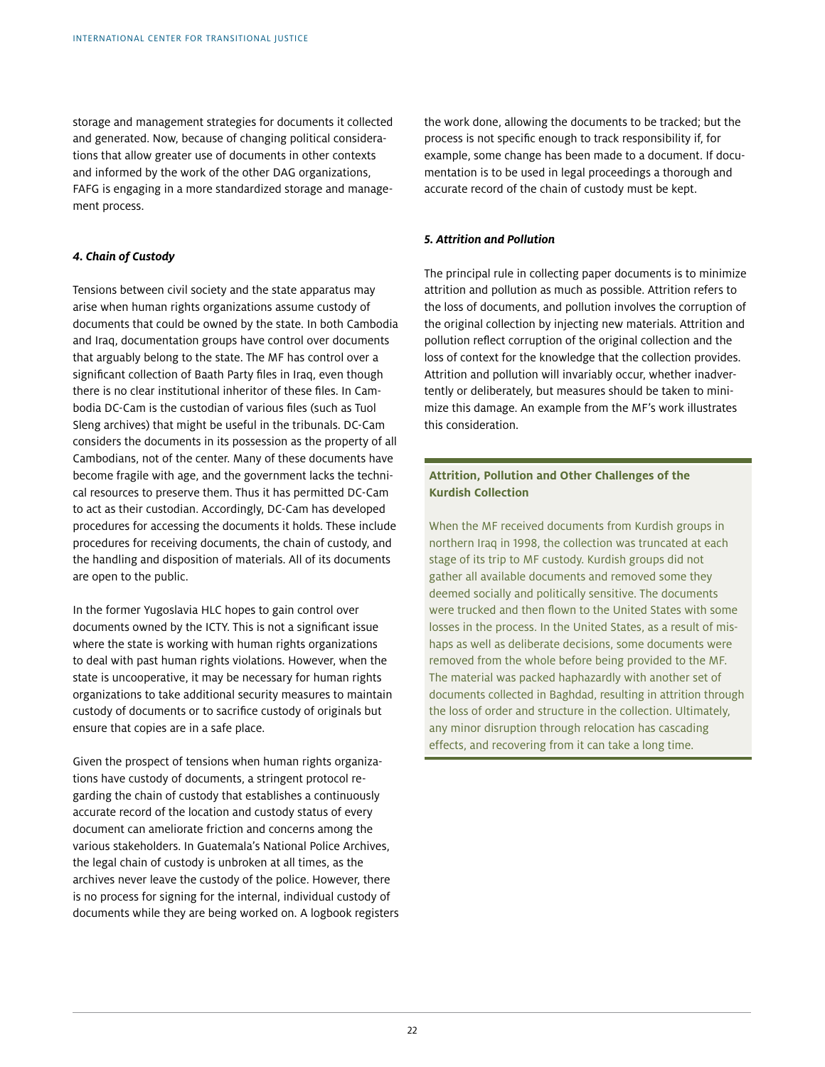storage and management strategies for documents it collected and generated. Now, because of changing political considerations that allow greater use of documents in other contexts and informed by the work of the other DAG organizations, FAFG is engaging in a more standardized storage and management process.

#### *4. Chain of Custody*

Tensions between civil society and the state apparatus may arise when human rights organizations assume custody of documents that could be owned by the state. In both Cambodia and Iraq, documentation groups have control over documents that arguably belong to the state. The MF has control over a significant collection of Baath Party files in Iraq, even though there is no clear institutional inheritor of these files. In Cambodia DC-Cam is the custodian of various files (such as Tuol Sleng archives) that might be useful in the tribunals. DC-Cam considers the documents in its possession as the property of all Cambodians, not of the center. Many of these documents have become fragile with age, and the government lacks the technical resources to preserve them. Thus it has permitted DC-Cam to act as their custodian. Accordingly, DC-Cam has developed procedures for accessing the documents it holds. These include procedures for receiving documents, the chain of custody, and the handling and disposition of materials. All of its documents are open to the public.

In the former Yugoslavia HLC hopes to gain control over documents owned by the ICTY. This is not a significant issue where the state is working with human rights organizations to deal with past human rights violations. However, when the state is uncooperative, it may be necessary for human rights organizations to take additional security measures to maintain custody of documents or to sacrifice custody of originals but ensure that copies are in a safe place.

Given the prospect of tensions when human rights organizations have custody of documents, a stringent protocol regarding the chain of custody that establishes a continuously accurate record of the location and custody status of every document can ameliorate friction and concerns among the various stakeholders. In Guatemala's National Police Archives, the legal chain of custody is unbroken at all times, as the archives never leave the custody of the police. However, there is no process for signing for the internal, individual custody of documents while they are being worked on. A logbook registers the work done, allowing the documents to be tracked; but the process is not specific enough to track responsibility if, for example, some change has been made to a document. If documentation is to be used in legal proceedings a thorough and accurate record of the chain of custody must be kept.

#### *5. Attrition and Pollution*

The principal rule in collecting paper documents is to minimize attrition and pollution as much as possible. Attrition refers to the loss of documents, and pollution involves the corruption of the original collection by injecting new materials. Attrition and pollution reflect corruption of the original collection and the loss of context for the knowledge that the collection provides. Attrition and pollution will invariably occur, whether inadvertently or deliberately, but measures should be taken to minimize this damage. An example from the MF's work illustrates this consideration.

**Attrition, Pollution and Other Challenges of the Kurdish Collection**

When the MF received documents from Kurdish groups in northern Iraq in 1998, the collection was truncated at each stage of its trip to MF custody. Kurdish groups did not gather all available documents and removed some they deemed socially and politically sensitive. The documents were trucked and then flown to the United States with some losses in the process. In the United States, as a result of mishaps as well as deliberate decisions, some documents were removed from the whole before being provided to the MF. The material was packed haphazardly with another set of documents collected in Baghdad, resulting in attrition through the loss of order and structure in the collection. Ultimately, any minor disruption through relocation has cascading effects, and recovering from it can take a long time.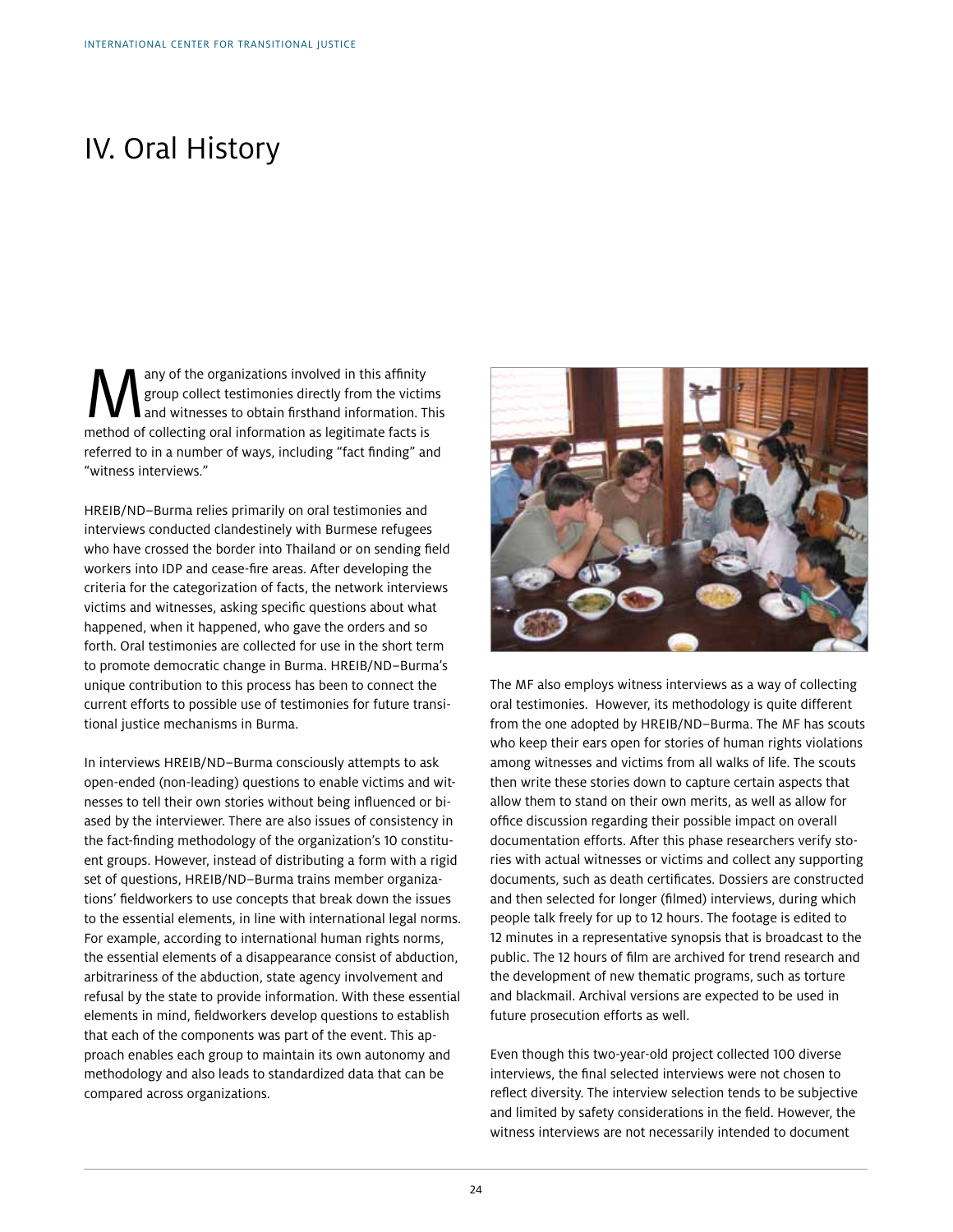# IV. Oral History

Many of the organizations involved in this affinity group collect testimonies directly from the victims and witnesses to obtain firsthand information. This method of collecting oral information as legitimate facts is referred to in a number of ways, including "fact finding" and "witness interviews."

HREIB/ND–Burma relies primarily on oral testimonies and interviews conducted clandestinely with Burmese refugees who have crossed the border into Thailand or on sending field workers into IDP and cease-fire areas. After developing the criteria for the categorization of facts, the network interviews victims and witnesses, asking specific questions about what happened, when it happened, who gave the orders and so forth. Oral testimonies are collected for use in the short term to promote democratic change in Burma. HREIB/ND–Burma's unique contribution to this process has been to connect the current efforts to possible use of testimonies for future transitional justice mechanisms in Burma.

In interviews HREIB/ND–Burma consciously attempts to ask open-ended (non-leading) questions to enable victims and witnesses to tell their own stories without being influenced or biased by the interviewer. There are also issues of consistency in the fact-finding methodology of the organization's 10 constituent groups. However, instead of distributing a form with a rigid set of questions, HREIB/ND–Burma trains member organizations' fieldworkers to use concepts that break down the issues to the essential elements, in line with international legal norms. For example, according to international human rights norms, the essential elements of a disappearance consist of abduction, arbitrariness of the abduction, state agency involvement and refusal by the state to provide information. With these essential elements in mind, fieldworkers develop questions to establish that each of the components was part of the event. This approach enables each group to maintain its own autonomy and methodology and also leads to standardized data that can be compared across organizations.

The MF also employs witness interviews as a way of collecting oral testimonies. However, its methodology is quite different from the one adopted by HREIB/ND–Burma. The MF has scouts who keep their ears open for stories of human rights violations among witnesses and victims from all walks of life. The scouts then write these stories down to capture certain aspects that allow them to stand on their own merits, as well as allow for office discussion regarding their possible impact on overall documentation efforts. After this phase researchers verify stories with actual witnesses or victims and collect any supporting documents, such as death certificates. Dossiers are constructed and then selected for longer (filmed) interviews, during which people talk freely for up to 12 hours. The footage is edited to 12 minutes in a representative synopsis that is broadcast to the public. The 12 hours of film are archived for trend research and the development of new thematic programs, such as torture and blackmail. Archival versions are expected to be used in future prosecution efforts as well.

Even though this two-year-old project collected 100 diverse interviews, the final selected interviews were not chosen to reflect diversity. The interview selection tends to be subjective and limited by safety considerations in the field. However, the witness interviews are not necessarily intended to document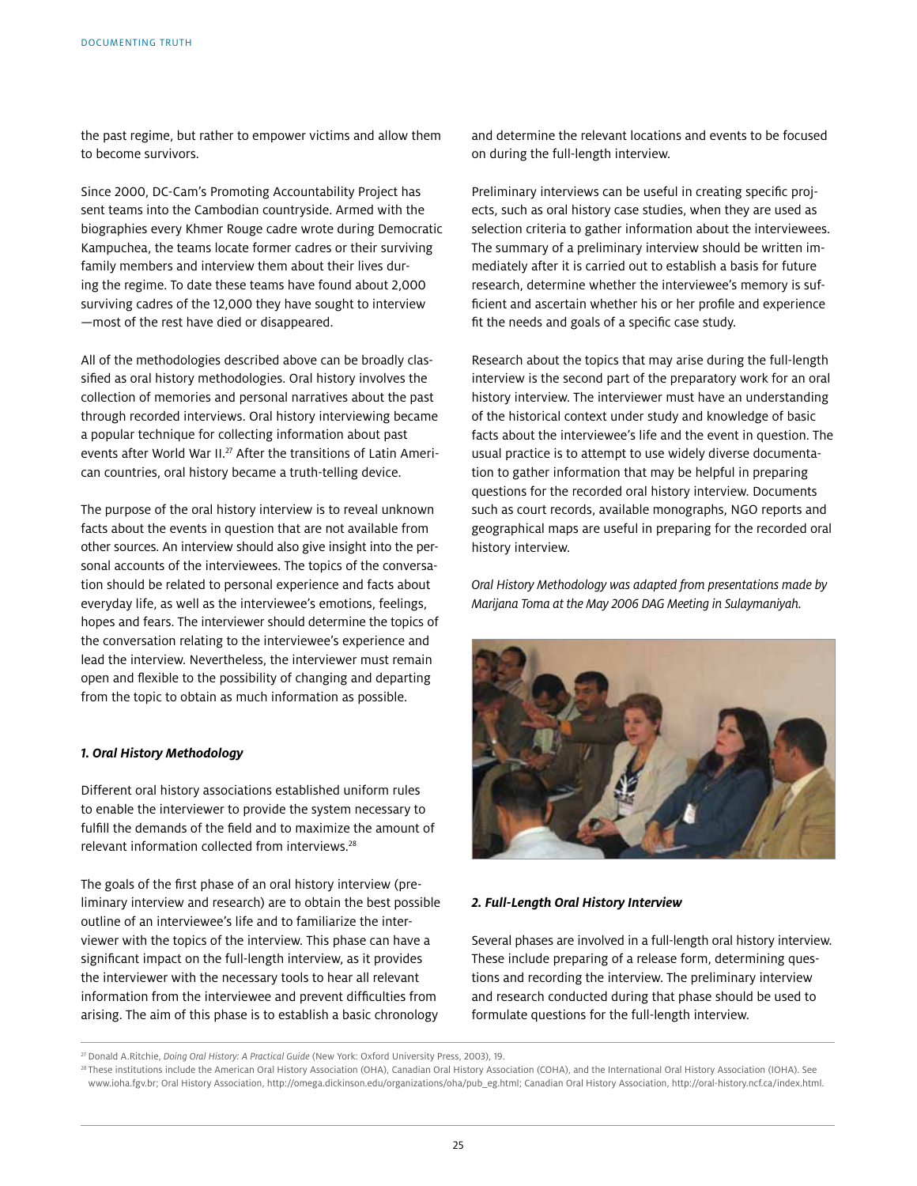the past regime, but rather to empower victims and allow them to become survivors.

Since 2000, DC-Cam's Promoting Accountability Project has sent teams into the Cambodian countryside. Armed with the biographies every Khmer Rouge cadre wrote during Democratic Kampuchea, the teams locate former cadres or their surviving family members and interview them about their lives during the regime. To date these teams have found about 2,000 surviving cadres of the 12,000 they have sought to interview —most of the rest have died or disappeared.

All of the methodologies described above can be broadly classified as oral history methodologies. Oral history involves the collection of memories and personal narratives about the past through recorded interviews. Oral history interviewing became a popular technique for collecting information about past events after World War II.[27] After the transitions of Latin American countries, oral history became a truth-telling device.

The purpose of the oral history interview is to reveal unknown facts about the events in question that are not available from other sources. An interview should also give insight into the personal accounts of the interviewees. The topics of the conversation should be related to personal experience and facts about everyday life, as well as the interviewee's emotions, feelings, hopes and fears. The interviewer should determine the topics of the conversation relating to the interviewee's experience and lead the interview. Nevertheless, the interviewer must remain open and flexible to the possibility of changing and departing from the topic to obtain as much information as possible.

#### *1. Oral History Methodology*

Different oral history associations established uniform rules to enable the interviewer to provide the system necessary to fulfill the demands of the field and to maximize the amount of relevant information collected from interviews.[28]

The goals of the first phase of an oral history interview (preliminary interview and research) are to obtain the best possible outline of an interviewee's life and to familiarize the interviewer with the topics of the interview. This phase can have a significant impact on the full-length interview, as it provides the interviewer with the necessary tools to hear all relevant information from the interviewee and prevent difficulties from arising. The aim of this phase is to establish a basic chronology and determine the relevant locations and events to be focused on during the full-length interview.

Preliminary interviews can be useful in creating specific projects, such as oral history case studies, when they are used as selection criteria to gather information about the interviewees. The summary of a preliminary interview should be written immediately after it is carried out to establish a basis for future research, determine whether the interviewee's memory is sufficient and ascertain whether his or her profile and experience fit the needs and goals of a specific case study.

Research about the topics that may arise during the full-length interview is the second part of the preparatory work for an oral history interview. The interviewer must have an understanding of the historical context under study and knowledge of basic facts about the interviewee's life and the event in question. The usual practice is to attempt to use widely diverse documentation to gather information that may be helpful in preparing questions for the recorded oral history interview. Documents such as court records, available monographs, NGO reports and geographical maps are useful in preparing for the recorded oral history interview.

*Oral History Methodology was adapted from presentations made by Marijana Toma at the May 2006 DAG Meeting in Sulaymaniyah.*

#### *2. Full-Length Oral History Interview*

Several phases are involved in a full-length oral history interview. These include preparing of a release form, determining questions and recording the interview. The preliminary interview and research conducted during that phase should be used to formulate questions for the full-length interview.

---

[27] Donald A.Ritchie, *Doing Oral History: A Practical Guide* (New York: Oxford University Press, 2003), 19.

[28] These institutions include the American Oral History Association (OHA), Canadian Oral History Association (COHA), and the International Oral History Association (IOHA). See www.ioha.fgv.br; Oral History Association, http://omega.dickinson.edu/organizations/oha/pub_eg.html; Canadian Oral History Association, http://oral-history.ncf.ca/index.html.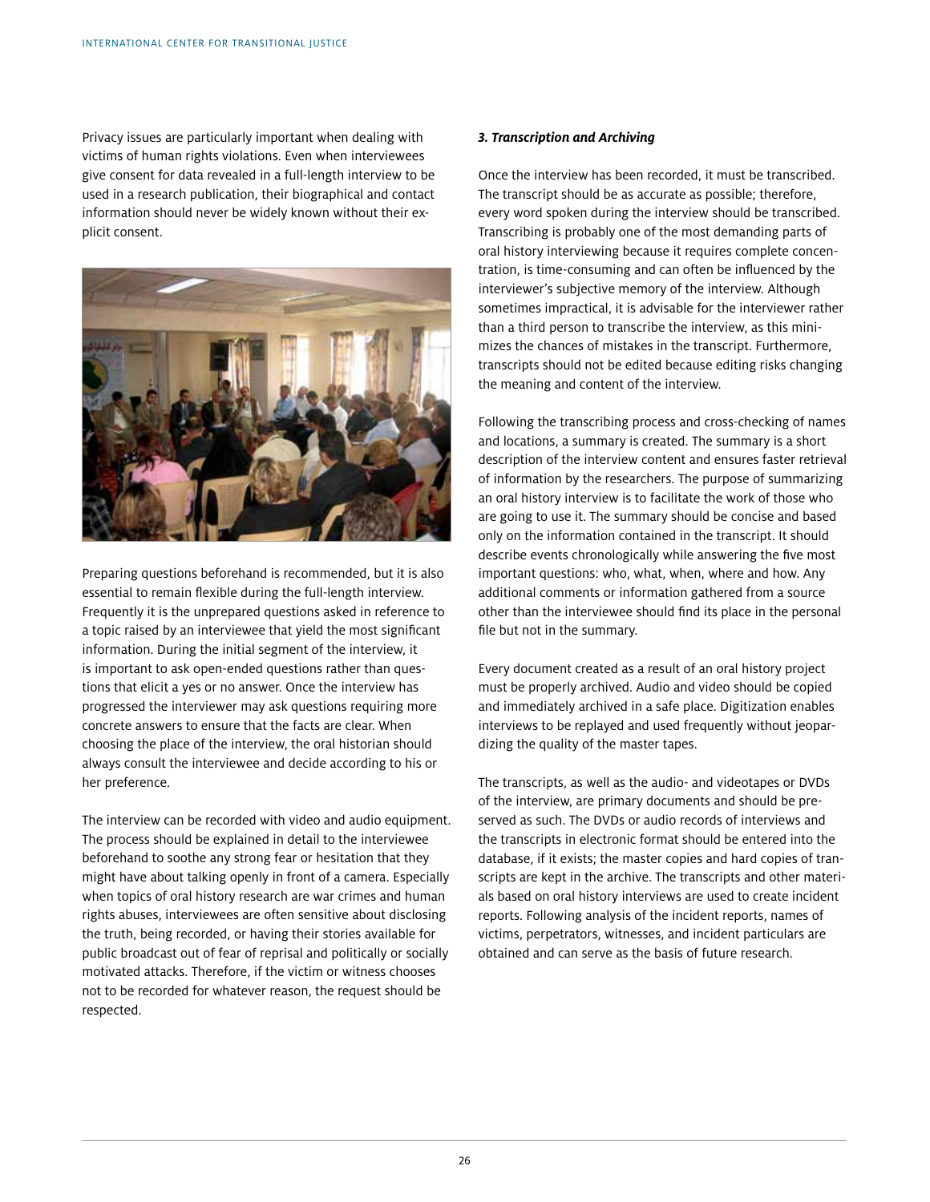Privacy issues are particularly important when dealing with victims of human rights violations. Even when interviewees give consent for data revealed in a full-length interview to be used in a research publication, their biographical and contact information should never be widely known without their explicit consent.

Preparing questions beforehand is recommended, but it is also essential to remain flexible during the full-length interview. Frequently it is the unprepared questions asked in reference to a topic raised by an interviewee that yield the most significant information. During the initial segment of the interview, it is important to ask open-ended questions rather than questions that elicit a yes or no answer. Once the interview has progressed the interviewer may ask questions requiring more concrete answers to ensure that the facts are clear. When choosing the place of the interview, the oral historian should always consult the interviewee and decide according to his or her preference.

The interview can be recorded with video and audio equipment. The process should be explained in detail to the interviewee beforehand to soothe any strong fear or hesitation that they might have about talking openly in front of a camera. Especially when topics of oral history research are war crimes and human rights abuses, interviewees are often sensitive about disclosing the truth, being recorded, or having their stories available for public broadcast out of fear of reprisal and politically or socially motivated attacks. Therefore, if the victim or witness chooses not to be recorded for whatever reason, the request should be respected.

***3. Transcription and Archiving***

Once the interview has been recorded, it must be transcribed. The transcript should be as accurate as possible; therefore, every word spoken during the interview should be transcribed. Transcribing is probably one of the most demanding parts of oral history interviewing because it requires complete concentration, is time-consuming and can often be influenced by the interviewer's subjective memory of the interview. Although sometimes impractical, it is advisable for the interviewer rather than a third person to transcribe the interview, as this minimizes the chances of mistakes in the transcript. Furthermore, transcripts should not be edited because editing risks changing the meaning and content of the interview.

Following the transcribing process and cross-checking of names and locations, a summary is created. The summary is a short description of the interview content and ensures faster retrieval of information by the researchers. The purpose of summarizing an oral history interview is to facilitate the work of those who are going to use it. The summary should be concise and based only on the information contained in the transcript. It should describe events chronologically while answering the five most important questions: who, what, when, where and how. Any additional comments or information gathered from a source other than the interviewee should find its place in the personal file but not in the summary.

Every document created as a result of an oral history project must be properly archived. Audio and video should be copied and immediately archived in a safe place. Digitization enables interviews to be replayed and used frequently without jeopardizing the quality of the master tapes.

The transcripts, as well as the audio- and videotapes or DVDs of the interview, are primary documents and should be preserved as such. The DVDs or audio records of interviews and the transcripts in electronic format should be entered into the database, if it exists; the master copies and hard copies of transcripts are kept in the archive. The transcripts and other materials based on oral history interviews are used to create incident reports. Following analysis of the incident reports, names of victims, perpetrators, witnesses, and incident particulars are obtained and can serve as the basis of future research.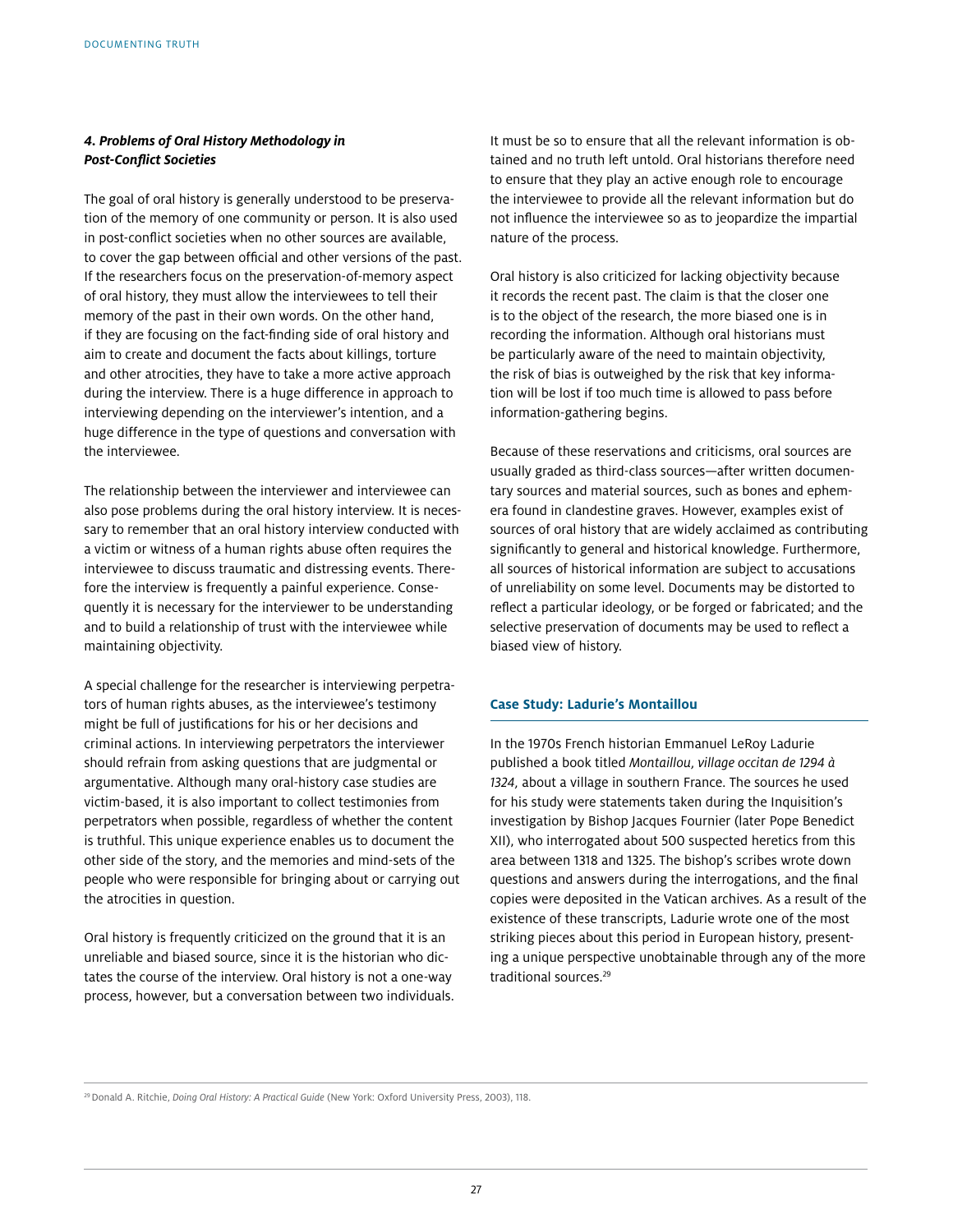### *4. Problems of Oral History Methodology in Post-Conflict Societies*

The goal of oral history is generally understood to be preservation of the memory of one community or person. It is also used in post-conflict societies when no other sources are available, to cover the gap between official and other versions of the past. If the researchers focus on the preservation-of-memory aspect of oral history, they must allow the interviewees to tell their memory of the past in their own words. On the other hand, if they are focusing on the fact-finding side of oral history and aim to create and document the facts about killings, torture and other atrocities, they have to take a more active approach during the interview. There is a huge difference in approach to interviewing depending on the interviewer's intention, and a huge difference in the type of questions and conversation with the interviewee.

The relationship between the interviewer and interviewee can also pose problems during the oral history interview. It is necessary to remember that an oral history interview conducted with a victim or witness of a human rights abuse often requires the interviewee to discuss traumatic and distressing events. Therefore the interview is frequently a painful experience. Consequently it is necessary for the interviewer to be understanding and to build a relationship of trust with the interviewee while maintaining objectivity.

A special challenge for the researcher is interviewing perpetrators of human rights abuses, as the interviewee's testimony might be full of justifications for his or her decisions and criminal actions. In interviewing perpetrators the interviewer should refrain from asking questions that are judgmental or argumentative. Although many oral-history case studies are victim-based, it is also important to collect testimonies from perpetrators when possible, regardless of whether the content is truthful. This unique experience enables us to document the other side of the story, and the memories and mind-sets of the people who were responsible for bringing about or carrying out the atrocities in question.

Oral history is frequently criticized on the ground that it is an unreliable and biased source, since it is the historian who dictates the course of the interview. Oral history is not a one-way process, however, but a conversation between two individuals. It must be so to ensure that all the relevant information is obtained and no truth left untold. Oral historians therefore need to ensure that they play an active enough role to encourage the interviewee to provide all the relevant information but do not influence the interviewee so as to jeopardize the impartial nature of the process.

Oral history is also criticized for lacking objectivity because it records the recent past. The claim is that the closer one is to the object of the research, the more biased one is in recording the information. Although oral historians must be particularly aware of the need to maintain objectivity, the risk of bias is outweighed by the risk that key information will be lost if too much time is allowed to pass before information-gathering begins.

Because of these reservations and criticisms, oral sources are usually graded as third-class sources—after written documentary sources and material sources, such as bones and ephemera found in clandestine graves. However, examples exist of sources of oral history that are widely acclaimed as contributing significantly to general and historical knowledge. Furthermore, all sources of historical information are subject to accusations of unreliability on some level. Documents may be distorted to reflect a particular ideology, or be forged or fabricated; and the selective preservation of documents may be used to reflect a biased view of history.

#### **Case Study: Ladurie's Montaillou**

In the 1970s French historian Emmanuel LeRoy Ladurie published a book titled *Montaillou, village occitan de 1294 à 1324,* about a village in southern France. The sources he used for his study were statements taken during the Inquisition's investigation by Bishop Jacques Fournier (later Pope Benedict XII), who interrogated about 500 suspected heretics from this area between 1318 and 1325. The bishop's scribes wrote down questions and answers during the interrogations, and the final copies were deposited in the Vatican archives. As a result of the existence of these transcripts, Ladurie wrote one of the most striking pieces about this period in European history, presenting a unique perspective unobtainable through any of the more traditional sources.[29]

---

[29] Donald A. Ritchie, *Doing Oral History: A Practical Guide* (New York: Oxford University Press, 2003), 118.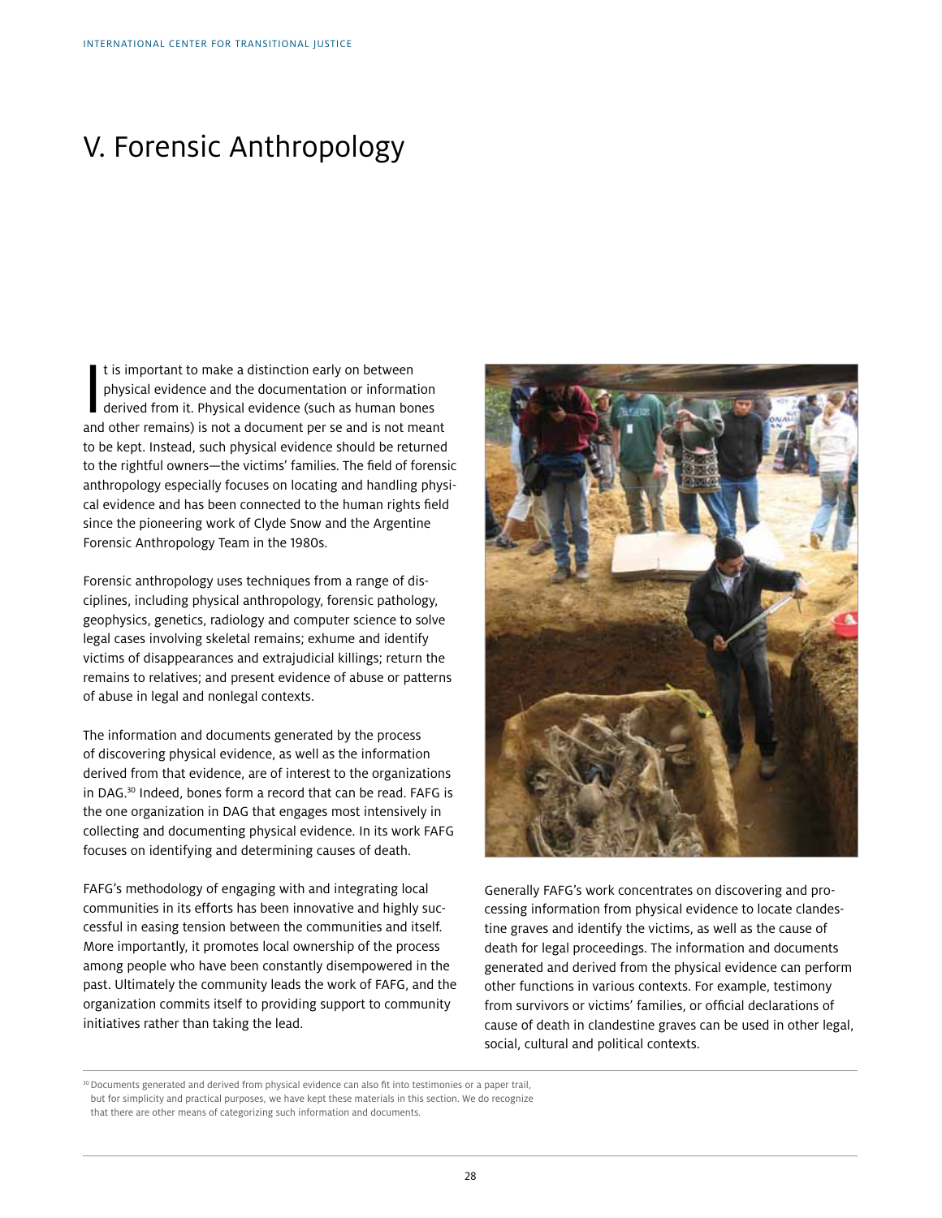# V. Forensic Anthropology

It is important to make a distinction early on between physical evidence and the documentation or information derived from it. Physical evidence (such as human bones and other remains) is not a document per se and is not meant to be kept. Instead, such physical evidence should be returned to the rightful owners—the victims' families. The field of forensic anthropology especially focuses on locating and handling physical evidence and has been connected to the human rights field since the pioneering work of Clyde Snow and the Argentine Forensic Anthropology Team in the 1980s.

Forensic anthropology uses techniques from a range of disciplines, including physical anthropology, forensic pathology, geophysics, genetics, radiology and computer science to solve legal cases involving skeletal remains; exhume and identify victims of disappearances and extrajudicial killings; return the remains to relatives; and present evidence of abuse or patterns of abuse in legal and nonlegal contexts.

The information and documents generated by the process of discovering physical evidence, as well as the information derived from that evidence, are of interest to the organizations in DAG.[30] Indeed, bones form a record that can be read. FAFG is the one organization in DAG that engages most intensively in collecting and documenting physical evidence. In its work FAFG focuses on identifying and determining causes of death.

FAFG's methodology of engaging with and integrating local communities in its efforts has been innovative and highly successful in easing tension between the communities and itself. More importantly, it promotes local ownership of the process among people who have been constantly disempowered in the past. Ultimately the community leads the work of FAFG, and the organization commits itself to providing support to community initiatives rather than taking the lead.

Generally FAFG's work concentrates on discovering and processing information from physical evidence to locate clandestine graves and identify the victims, as well as the cause of death for legal proceedings. The information and documents generated and derived from the physical evidence can perform other functions in various contexts. For example, testimony from survivors or victims' families, or official declarations of cause of death in clandestine graves can be used in other legal, social, cultural and political contexts.

[30] Documents generated and derived from physical evidence can also fit into testimonies or a paper trail, but for simplicity and practical purposes, we have kept these materials in this section. We do recognize that there are other means of categorizing such information and documents.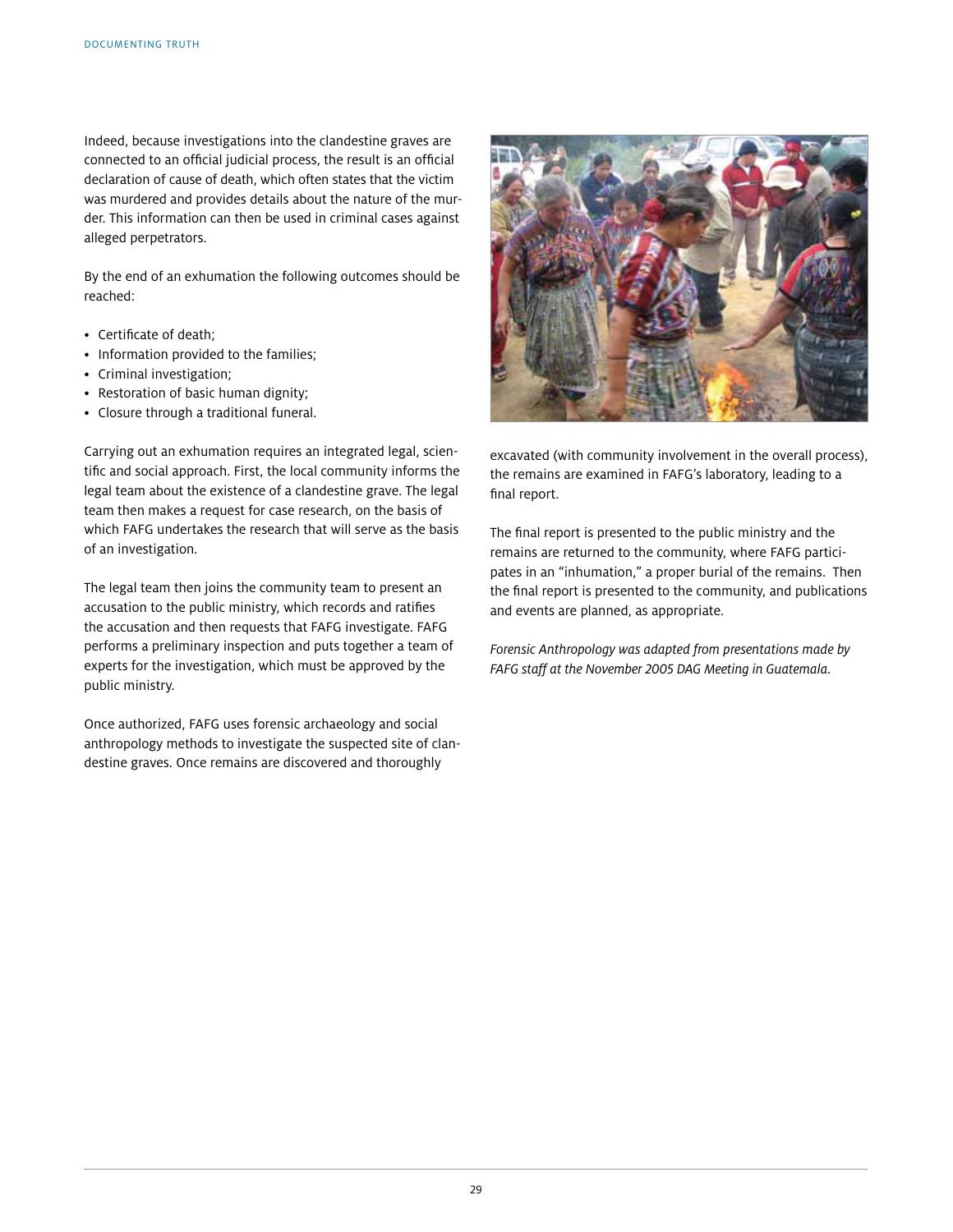Indeed, because investigations into the clandestine graves are connected to an official judicial process, the result is an official declaration of cause of death, which often states that the victim was murdered and provides details about the nature of the murder. This information can then be used in criminal cases against alleged perpetrators.

By the end of an exhumation the following outcomes should be reached:

- Certificate of death;
- Information provided to the families;
- Criminal investigation;
- Restoration of basic human dignity;
- Closure through a traditional funeral.

Carrying out an exhumation requires an integrated legal, scientific and social approach. First, the local community informs the legal team about the existence of a clandestine grave. The legal team then makes a request for case research, on the basis of which FAFG undertakes the research that will serve as the basis of an investigation.

The legal team then joins the community team to present an accusation to the public ministry, which records and ratifies the accusation and then requests that FAFG investigate. FAFG performs a preliminary inspection and puts together a team of experts for the investigation, which must be approved by the public ministry.

Once authorized, FAFG uses forensic archaeology and social anthropology methods to investigate the suspected site of clandestine graves. Once remains are discovered and thoroughly excavated (with community involvement in the overall process), the remains are examined in FAFG's laboratory, leading to a final report.

The final report is presented to the public ministry and the remains are returned to the community, where FAFG participates in an "inhumation," a proper burial of the remains. Then the final report is presented to the community, and publications and events are planned, as appropriate.

*Forensic Anthropology was adapted from presentations made by FAFG staff at the November 2005 DAG Meeting in Guatemala.*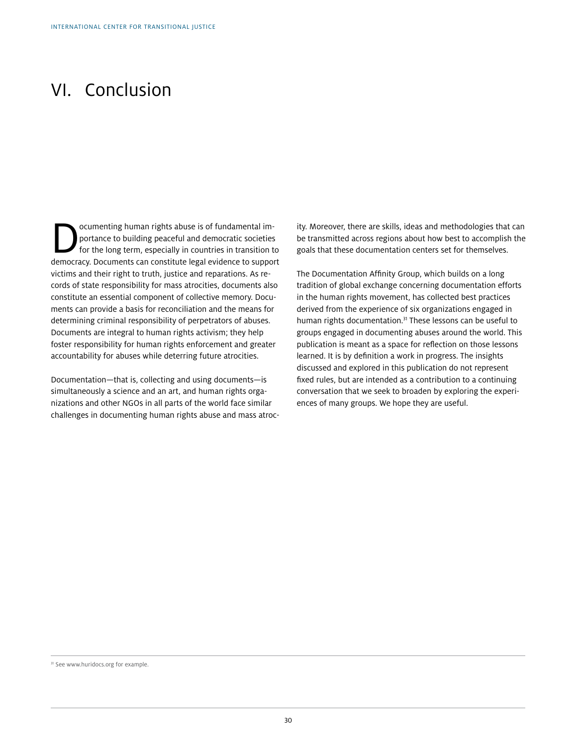# VI. Conclusion

Documenting human rights abuse is of fundamental importance to building peaceful and democratic societies for the long term, especially in countries in transition to democracy. Documents can constitute legal evidence to support victims and their right to truth, justice and reparations. As records of state responsibility for mass atrocities, documents also constitute an essential component of collective memory. Documents can provide a basis for reconciliation and the means for determining criminal responsibility of perpetrators of abuses. Documents are integral to human rights activism; they help foster responsibility for human rights enforcement and greater accountability for abuses while deterring future atrocities.

Documentation—that is, collecting and using documents—is simultaneously a science and an art, and human rights organizations and other NGOs in all parts of the world face similar challenges in documenting human rights abuse and mass atrocity. Moreover, there are skills, ideas and methodologies that can be transmitted across regions about how best to accomplish the goals that these documentation centers set for themselves.

The Documentation Affinity Group, which builds on a long tradition of global exchange concerning documentation efforts in the human rights movement, has collected best practices derived from the experience of six organizations engaged in human rights documentation.[31] These lessons can be useful to groups engaged in documenting abuses around the world. This publication is meant as a space for reflection on those lessons learned. It is by definition a work in progress. The insights discussed and explored in this publication do not represent fixed rules, but are intended as a contribution to a continuing conversation that we seek to broaden by exploring the experiences of many groups. We hope they are useful.

[31] See www.huridocs.org for example.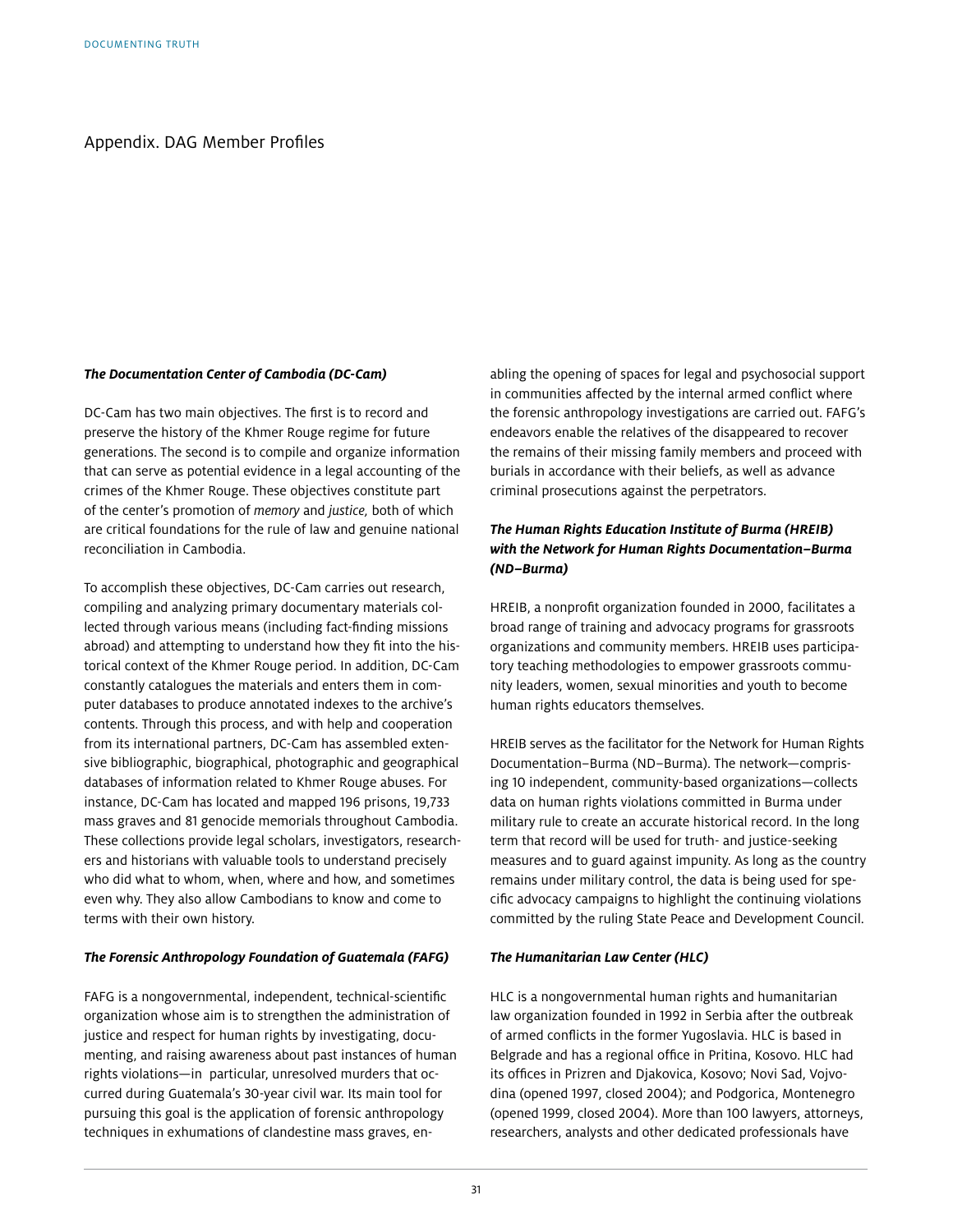## Appendix. DAG Member Profiles

***The Documentation Center of Cambodia (DC-Cam)***

DC-Cam has two main objectives. The first is to record and preserve the history of the Khmer Rouge regime for future generations. The second is to compile and organize information that can serve as potential evidence in a legal accounting of the crimes of the Khmer Rouge. These objectives constitute part of the center's promotion of *memory* and *justice,* both of which are critical foundations for the rule of law and genuine national reconciliation in Cambodia.

To accomplish these objectives, DC-Cam carries out research, compiling and analyzing primary documentary materials collected through various means (including fact-finding missions abroad) and attempting to understand how they fit into the historical context of the Khmer Rouge period. In addition, DC-Cam constantly catalogues the materials and enters them in computer databases to produce annotated indexes to the archive's contents. Through this process, and with help and cooperation from its international partners, DC-Cam has assembled extensive bibliographic, biographical, photographic and geographical databases of information related to Khmer Rouge abuses. For instance, DC-Cam has located and mapped 196 prisons, 19,733 mass graves and 81 genocide memorials throughout Cambodia. These collections provide legal scholars, investigators, researchers and historians with valuable tools to understand precisely who did what to whom, when, where and how, and sometimes even why. They also allow Cambodians to know and come to terms with their own history.

***The Forensic Anthropology Foundation of Guatemala (FAFG)***

FAFG is a nongovernmental, independent, technical-scientific organization whose aim is to strengthen the administration of justice and respect for human rights by investigating, documenting, and raising awareness about past instances of human rights violations—in particular, unresolved murders that occurred during Guatemala's 30-year civil war. Its main tool for pursuing this goal is the application of forensic anthropology techniques in exhumations of clandestine mass graves, enabling the opening of spaces for legal and psychosocial support in communities affected by the internal armed conflict where the forensic anthropology investigations are carried out. FAFG's endeavors enable the relatives of the disappeared to recover the remains of their missing family members and proceed with burials in accordance with their beliefs, as well as advance criminal prosecutions against the perpetrators.

***The Human Rights Education Institute of Burma (HREIB) with the Network for Human Rights Documentation–Burma (ND–Burma)***

HREIB, a nonprofit organization founded in 2000, facilitates a broad range of training and advocacy programs for grassroots organizations and community members. HREIB uses participatory teaching methodologies to empower grassroots community leaders, women, sexual minorities and youth to become human rights educators themselves.

HREIB serves as the facilitator for the Network for Human Rights Documentation–Burma (ND–Burma). The network—comprising 10 independent, community-based organizations—collects data on human rights violations committed in Burma under military rule to create an accurate historical record. In the long term that record will be used for truth- and justice-seeking measures and to guard against impunity. As long as the country remains under military control, the data is being used for specific advocacy campaigns to highlight the continuing violations committed by the ruling State Peace and Development Council.

***The Humanitarian Law Center (HLC)***

HLC is a nongovernmental human rights and humanitarian law organization founded in 1992 in Serbia after the outbreak of armed conflicts in the former Yugoslavia. HLC is based in Belgrade and has a regional office in Pritina, Kosovo. HLC had its offices in Prizren and Djakovica, Kosovo; Novi Sad, Vojvodina (opened 1997, closed 2004); and Podgorica, Montenegro (opened 1999, closed 2004). More than 100 lawyers, attorneys, researchers, analysts and other dedicated professionals have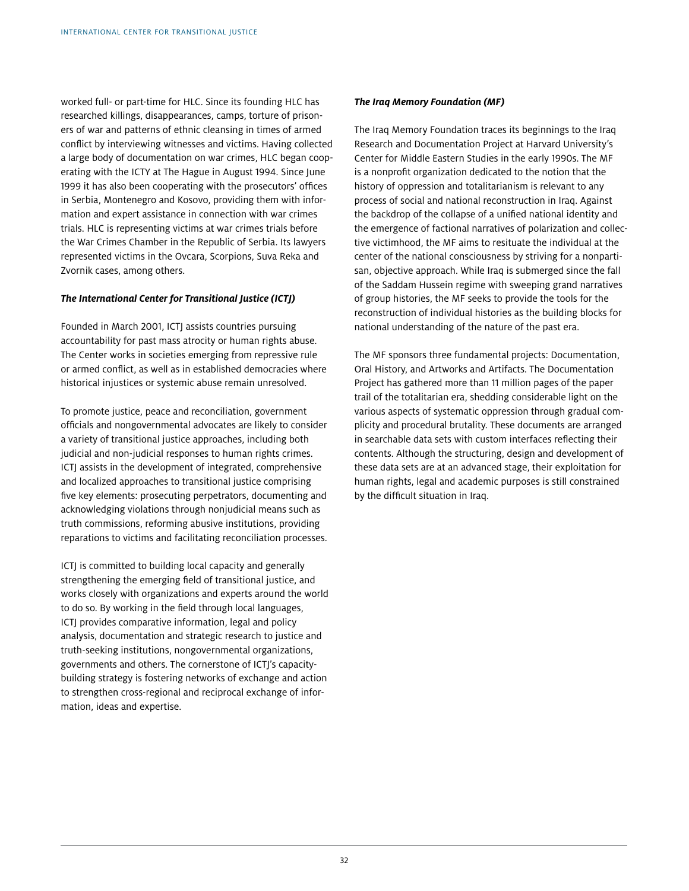worked full- or part-time for HLC. Since its founding HLC has researched killings, disappearances, camps, torture of prisoners of war and patterns of ethnic cleansing in times of armed conflict by interviewing witnesses and victims. Having collected a large body of documentation on war crimes, HLC began cooperating with the ICTY at The Hague in August 1994. Since June 1999 it has also been cooperating with the prosecutors' offices in Serbia, Montenegro and Kosovo, providing them with information and expert assistance in connection with war crimes trials. HLC is representing victims at war crimes trials before the War Crimes Chamber in the Republic of Serbia. Its lawyers represented victims in the Ovcara, Scorpions, Suva Reka and Zvornik cases, among others.

***The International Center for Transitional Justice (ICTJ)***

Founded in March 2001, ICTJ assists countries pursuing accountability for past mass atrocity or human rights abuse. The Center works in societies emerging from repressive rule or armed conflict, as well as in established democracies where historical injustices or systemic abuse remain unresolved.

To promote justice, peace and reconciliation, government officials and nongovernmental advocates are likely to consider a variety of transitional justice approaches, including both judicial and non-judicial responses to human rights crimes. ICTJ assists in the development of integrated, comprehensive and localized approaches to transitional justice comprising five key elements: prosecuting perpetrators, documenting and acknowledging violations through nonjudicial means such as truth commissions, reforming abusive institutions, providing reparations to victims and facilitating reconciliation processes.

ICTJ is committed to building local capacity and generally strengthening the emerging field of transitional justice, and works closely with organizations and experts around the world to do so. By working in the field through local languages, ICTJ provides comparative information, legal and policy analysis, documentation and strategic research to justice and truth-seeking institutions, nongovernmental organizations, governments and others. The cornerstone of ICTJ's capacity-building strategy is fostering networks of exchange and action to strengthen cross-regional and reciprocal exchange of information, ideas and expertise.

***The Iraq Memory Foundation (MF)***

The Iraq Memory Foundation traces its beginnings to the Iraq Research and Documentation Project at Harvard University's Center for Middle Eastern Studies in the early 1990s. The MF is a nonprofit organization dedicated to the notion that the history of oppression and totalitarianism is relevant to any process of social and national reconstruction in Iraq. Against the backdrop of the collapse of a unified national identity and the emergence of factional narratives of polarization and collective victimhood, the MF aims to resituate the individual at the center of the national consciousness by striving for a nonpartisan, objective approach. While Iraq is submerged since the fall of the Saddam Hussein regime with sweeping grand narratives of group histories, the MF seeks to provide the tools for the reconstruction of individual histories as the building blocks for national understanding of the nature of the past era.

The MF sponsors three fundamental projects: Documentation, Oral History, and Artworks and Artifacts. The Documentation Project has gathered more than 11 million pages of the paper trail of the totalitarian era, shedding considerable light on the various aspects of systematic oppression through gradual complicity and procedural brutality. These documents are arranged in searchable data sets with custom interfaces reflecting their contents. Although the structuring, design and development of these data sets are at an advanced stage, their exploitation for human rights, legal and academic purposes is still constrained by the difficult situation in Iraq.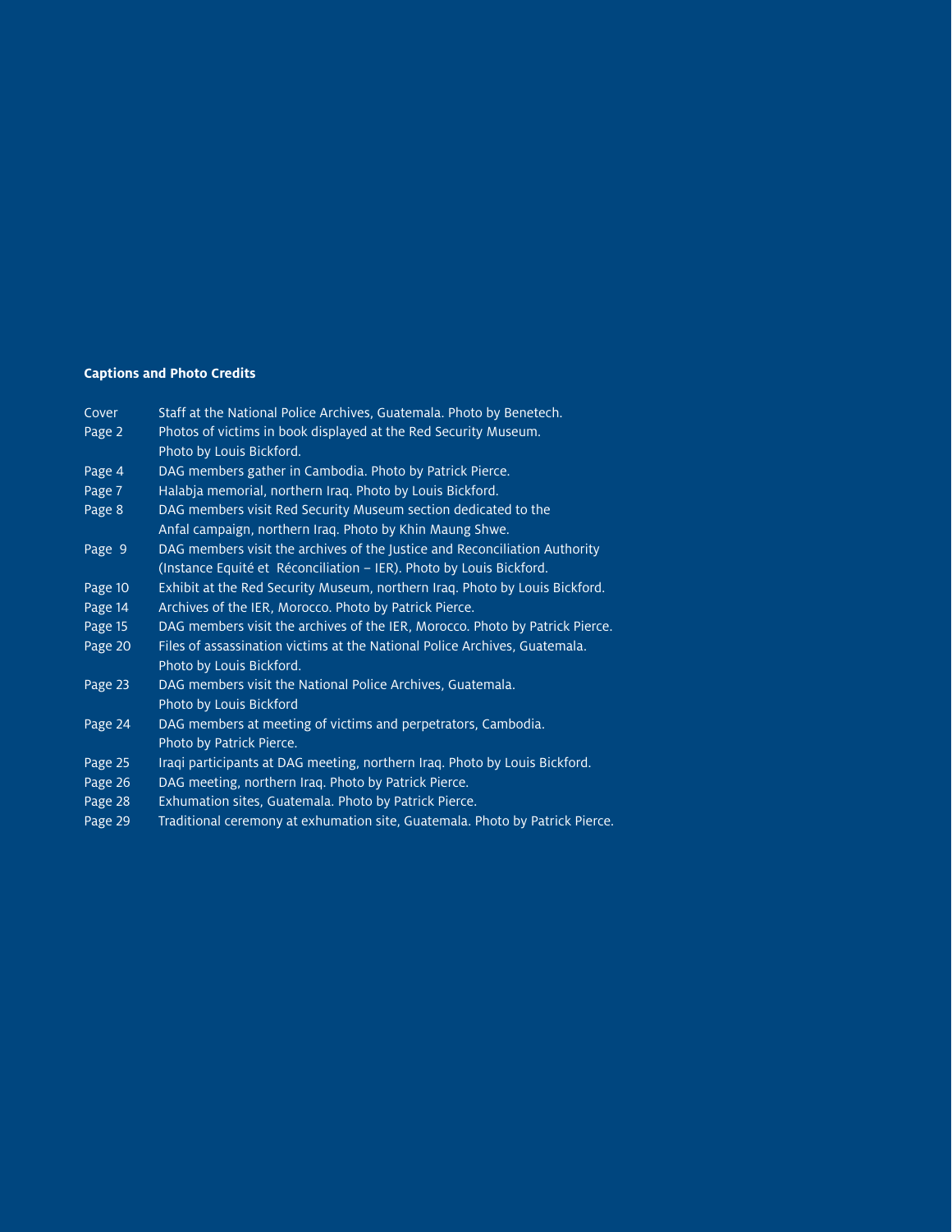**Captions and Photo Credits**

| | |
|---|---|
| Cover | Staff at the National Police Archives, Guatemala. Photo by Benetech. |
| Page 2 | Photos of victims in book displayed at the Red Security Museum. Photo by Louis Bickford. |
| Page 4 | DAG members gather in Cambodia. Photo by Patrick Pierce. |
| Page 7 | Halabja memorial, northern Iraq. Photo by Louis Bickford. |
| Page 8 | DAG members visit Red Security Museum section dedicated to the Anfal campaign, northern Iraq. Photo by Khin Maung Shwe. |
| Page 9 | DAG members visit the archives of the Justice and Reconciliation Authority (Instance Equité et Réconciliation – IER). Photo by Louis Bickford. |
| Page 10 | Exhibit at the Red Security Museum, northern Iraq. Photo by Louis Bickford. |
| Page 14 | Archives of the IER, Morocco. Photo by Patrick Pierce. |
| Page 15 | DAG members visit the archives of the IER, Morocco. Photo by Patrick Pierce. |
| Page 20 | Files of assassination victims at the National Police Archives, Guatemala. Photo by Louis Bickford. |
| Page 23 | DAG members visit the National Police Archives, Guatemala. Photo by Louis Bickford |
| Page 24 | DAG members at meeting of victims and perpetrators, Cambodia. Photo by Patrick Pierce. |
| Page 25 | Iraqi participants at DAG meeting, northern Iraq. Photo by Louis Bickford. |
| Page 26 | DAG meeting, northern Iraq. Photo by Patrick Pierce. |
| Page 28 | Exhumation sites, Guatemala. Photo by Patrick Pierce. |
| Page 29 | Traditional ceremony at exhumation site, Guatemala. Photo by Patrick Pierce. |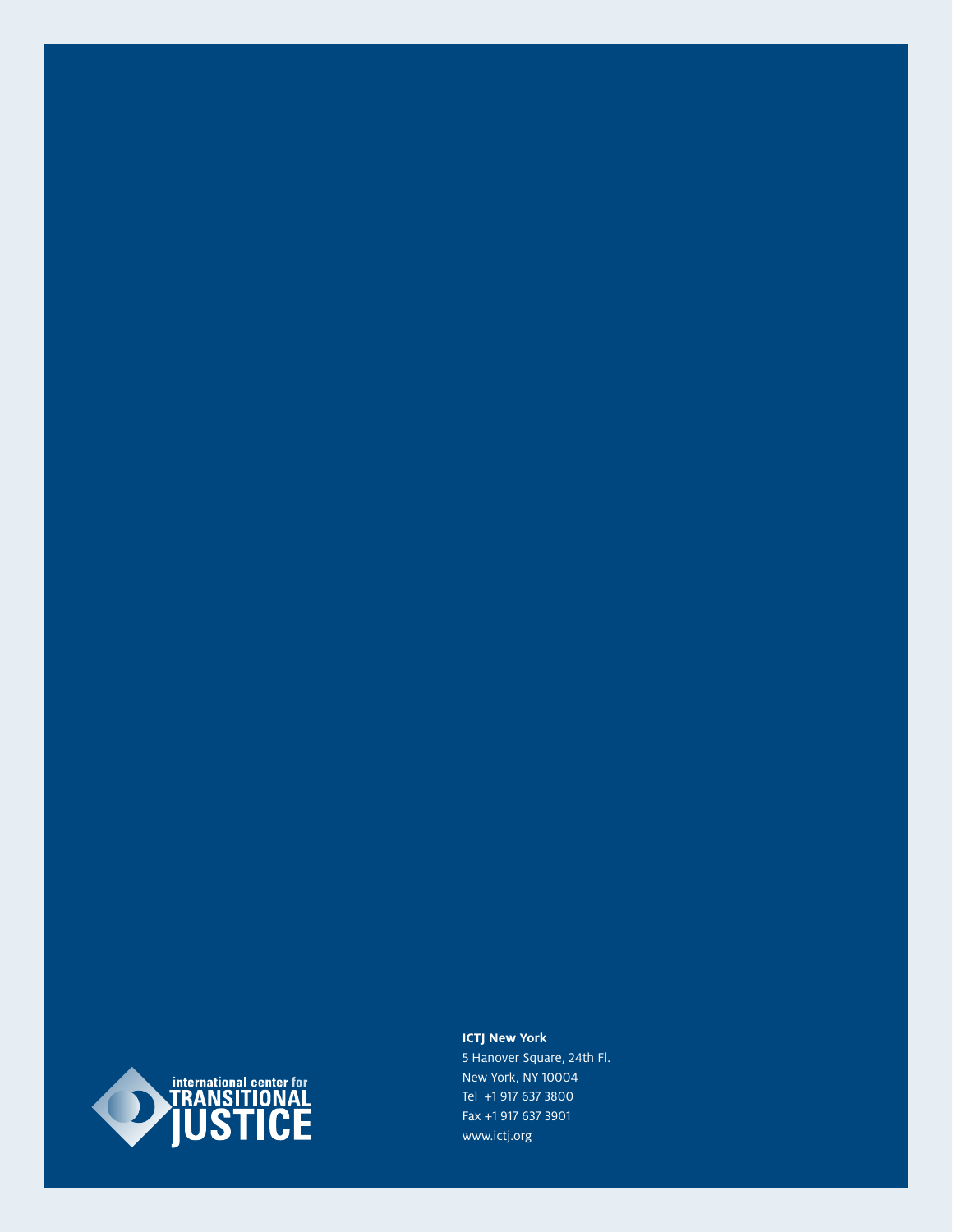international center for
TRANSITIONAL
JUSTICE

**ICTJ New York**

5 Hanover Square, 24th Fl.
New York, NY 10004
Tel +1 917 637 3800
Fax +1 917 637 3901
www.ictj.org